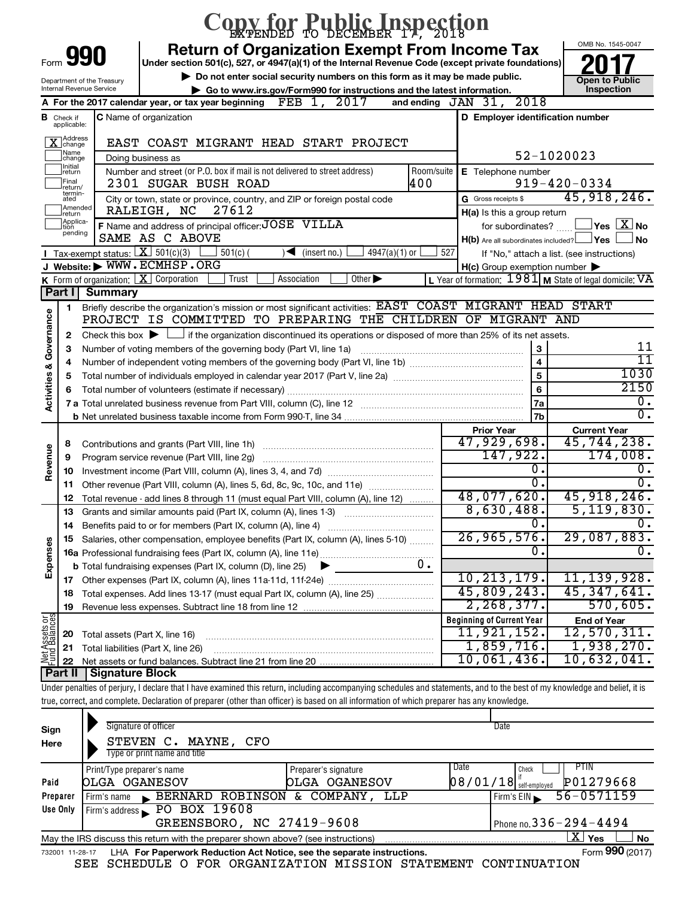# Copy for Public Inspection

EXTENDED TO DECEMBER 17, 2018

Form **990**

Department of the Treasury
Internal Revenue Service

## Return of Organization Exempt From Income Tax

**Under section 501(c), 527, or 4947(a)(1) of the Internal Revenue Code (except private foundations)**

▶ Do not enter social security numbers on this form as it may be made public.

▶ Go to www.irs.gov/Form990 for instructions and the latest information.

OMB No. 1545-0047

**2017**

**Open to Public Inspection**

**A** For the 2017 calendar year, or tax year beginning FEB 1, 2017 and ending JAN 31, 2018

**B** Check if applicable: [X] Address change [ ] Name change [ ] Initial return [ ] Final return/terminated [ ] Amended return [ ] Application pending

**C** Name of organization: EAST COAST MIGRANT HEAD START PROJECT

Doing business as

Number and street (or P.O. box if mail is not delivered to street address): 2301 SUGAR BUSH ROAD — Room/suite: 400

City or town, state or province, country, and ZIP or foreign postal code: RALEIGH, NC 27612

**D** Employer identification number: 52-1020023

**E** Telephone number: 919-420-0334

**G** Gross receipts $ 45,918,246.

**F** Name and address of principal officer: JOSE VILLA, SAME AS C ABOVE

**H(a)** Is this a group return for subordinates? [ ] Yes [X] No

**H(b)** Are all subordinates included? [ ] Yes [ ] No — If "No," attach a list. (see instructions)

**H(c)** Group exemption number ▶

**I** Tax-exempt status: [X] 501(c)(3) [ ] 501(c) ( ) ◀ (insert no.) [ ] 4947(a)(1) or [ ] 527

**J** Website: ▶ WWW.ECMHSP.ORG

**K** Form of organization: [X] Corporation [ ] Trust [ ] Association [ ] Other ▶

**L** Year of formation: 1981 **M** State of legal domicile: VA

## Part I Summary

**Activities & Governance**

1 Briefly describe the organization's mission or most significant activities: EAST COAST MIGRANT HEAD START PROJECT IS COMMITTED TO PREPARING THE CHILDREN OF MIGRANT AND

2 Check this box ▶ [ ] if the organization discontinued its operations or disposed of more than 25% of its net assets.

| Line | Description | | Value |
|---|---|---|---|
| 3 | Number of voting members of the governing body (Part VI, line 1a) | 3 | 11 |
| 4 | Number of independent voting members of the governing body (Part VI, line 1b) | 4 | 11 |
| 5 | Total number of individuals employed in calendar year 2017 (Part V, line 2a) | 5 | 1030 |
| 6 | Total number of volunteers (estimate if necessary) | 6 | 2150 |
| 7a | Total unrelated business revenue from Part VIII, column (C), line 12 | 7a | 0. |
| 7b | Net unrelated business taxable income from Form 990-T, line 34 | 7b | 0. |

| | Line | Description | Prior Year | Current Year |
|---|---|---|---|---|
| Revenue | 8 | Contributions and grants (Part VIII, line 1h) | 47,929,698. | 45,744,238. |
| | 9 | Program service revenue (Part VIII, line 2g) | 147,922. | 174,008. |
| | 10 | Investment income (Part VIII, column (A), lines 3, 4, and 7d) | 0. | 0. |
| | 11 | Other revenue (Part VIII, column (A), lines 5, 6d, 8c, 9c, 10c, and 11e) | 0. | 0. |
| | 12 | Total revenue - add lines 8 through 11 (must equal Part VIII, column (A), line 12) | 48,077,620. | 45,918,246. |
| Expenses | 13 | Grants and similar amounts paid (Part IX, column (A), lines 1-3) | 8,630,488. | 5,119,830. |
| | 14 | Benefits paid to or for members (Part IX, column (A), line 4) | 0. | 0. |
| | 15 | Salaries, other compensation, employee benefits (Part IX, column (A), lines 5-10) | 26,965,576. | 29,087,883. |
| | 16a | Professional fundraising fees (Part IX, column (A), line 11e) | 0. | 0. |
| | b | Total fundraising expenses (Part IX, column (D), line 25) ▶ 0. | | |
| | 17 | Other expenses (Part IX, column (A), lines 11a-11d, 11f-24e) | 10,213,179. | 11,139,928. |
| | 18 | Total expenses. Add lines 13-17 (must equal Part IX, column (A), line 25) | 45,809,243. | 45,347,641. |
| | 19 | Revenue less expenses. Subtract line 18 from line 12 | 2,268,377. | 570,605. |

| | Line | Description | Beginning of Current Year | End of Year |
|---|---|---|---|---|
| Net Assets or Fund Balances | 20 | Total assets (Part X, line 16) | 11,921,152. | 12,570,311. |
| | 21 | Total liabilities (Part X, line 26) | 1,859,716. | 1,938,270. |
| | 22 | Net assets or fund balances. Subtract line 21 from line 20 | 10,061,436. | 10,632,041. |

## Part II Signature Block

Under penalties of perjury, I declare that I have examined this return, including accompanying schedules and statements, and to the best of my knowledge and belief, it is true, correct, and complete. Declaration of preparer (other than officer) is based on all information of which preparer has any knowledge.

**Sign Here**

Signature of officer — Date

STEVEN C. MAYNE, CFO

Type or print name and title

**Paid Preparer Use Only**

| Print/Type preparer's name | Preparer's signature | Date | Check if self-employed | PTIN |
|---|---|---|---|---|
| OLGA OGANESOV | OLGA OGANESOV | 08/01/18 | [ ] | P01279668 |

Firm's name ▶ BERNARD ROBINSON & COMPANY, LLP — Firm's EIN ▶ 56-0571159

Firm's address ▶ PO BOX 19608, GREENSBORO, NC 27419-9608 — Phone no. 336-294-4494

May the IRS discuss this return with the preparer shown above? (see instructions) [X] Yes [ ] No

732001 11-28-17 LHA For Paperwork Reduction Act Notice, see the separate instructions. Form **990** (2017)

SEE SCHEDULE O FOR ORGANIZATION MISSION STATEMENT CONTINUATION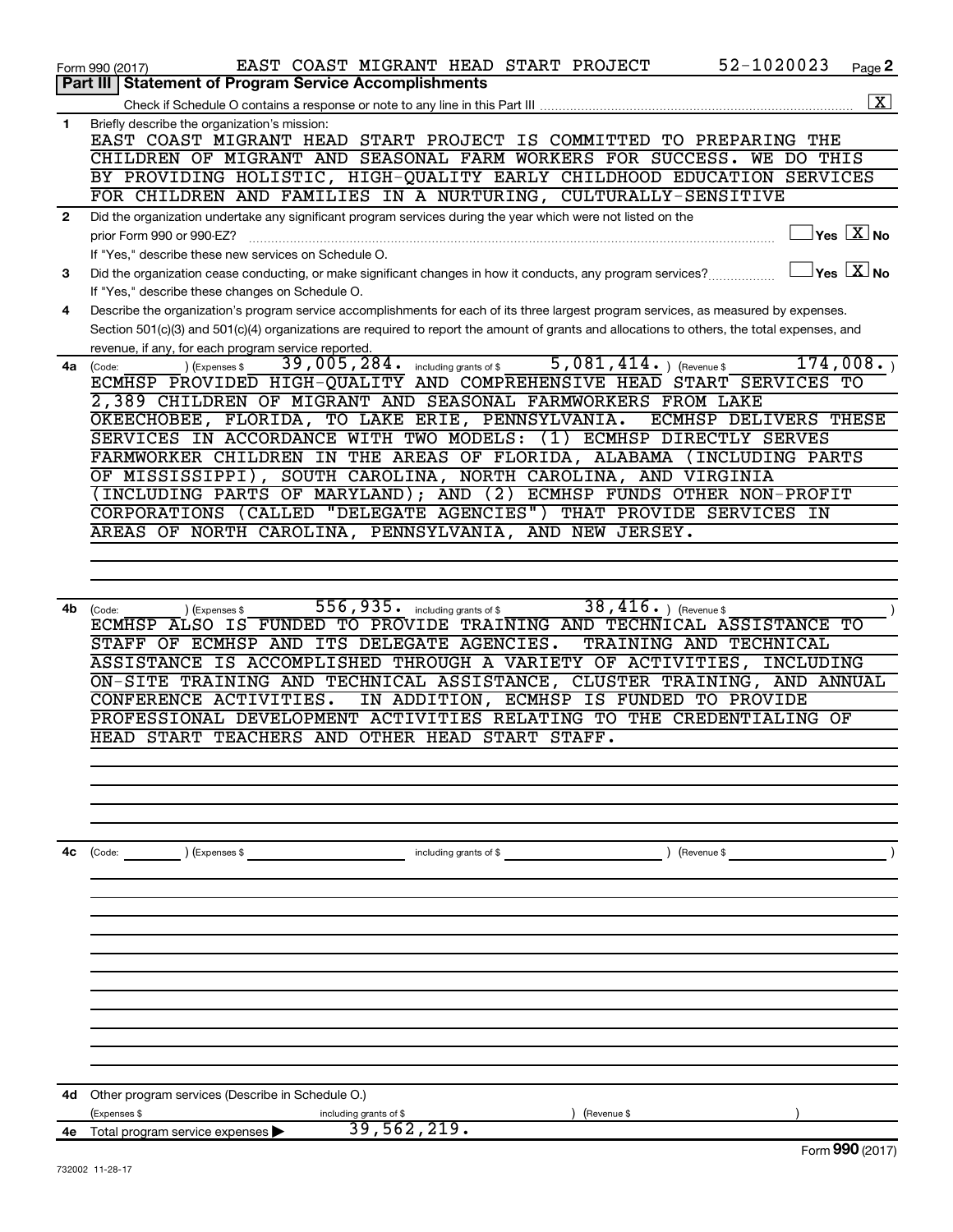Form 990 (2017) EAST COAST MIGRANT HEAD START PROJECT 52-1020023 Page 2

## Part III | Statement of Program Service Accomplishments

Check if Schedule O contains a response or note to any line in this Part III ..... [X]

**1** Briefly describe the organization's mission:

EAST COAST MIGRANT HEAD START PROJECT IS COMMITTED TO PREPARING THE CHILDREN OF MIGRANT AND SEASONAL FARM WORKERS FOR SUCCESS. WE DO THIS BY PROVIDING HOLISTIC, HIGH-QUALITY EARLY CHILDHOOD EDUCATION SERVICES FOR CHILDREN AND FAMILIES IN A NURTURING, CULTURALLY-SENSITIVE

**2** Did the organization undertake any significant program services during the year which were not listed on the prior Form 990 or 990-EZ? ..... [ ] Yes [X] No

If "Yes," describe these new services on Schedule O.

**3** Did the organization cease conducting, or make significant changes in how it conducts, any program services? ..... [ ] Yes [X] No

If "Yes," describe these changes on Schedule O.

**4** Describe the organization's program service accomplishments for each of its three largest program services, as measured by expenses. Section 501(c)(3) and 501(c)(4) organizations are required to report the amount of grants and allocations to others, the total expenses, and revenue, if any, for each program service reported.

**4a** (Code: ) (Expenses $ 39,005,284. including grants of $ 5,081,414. ) (Revenue $ 174,008. )

ECMHSP PROVIDED HIGH-QUALITY AND COMPREHENSIVE HEAD START SERVICES TO 2,389 CHILDREN OF MIGRANT AND SEASONAL FARMWORKERS FROM LAKE OKEECHOBEE, FLORIDA, TO LAKE ERIE, PENNSYLVANIA. ECMHSP DELIVERS THESE SERVICES IN ACCORDANCE WITH TWO MODELS: (1) ECMHSP DIRECTLY SERVES FARMWORKER CHILDREN IN THE AREAS OF FLORIDA, ALABAMA (INCLUDING PARTS OF MISSISSIPPI), SOUTH CAROLINA, NORTH CAROLINA, AND VIRGINIA (INCLUDING PARTS OF MARYLAND); AND (2) ECMHSP FUNDS OTHER NON-PROFIT CORPORATIONS (CALLED "DELEGATE AGENCIES") THAT PROVIDE SERVICES IN AREAS OF NORTH CAROLINA, PENNSYLVANIA, AND NEW JERSEY.

**4b** (Code: ) (Expenses $ 556,935. including grants of $ 38,416. ) (Revenue $ )

ECMHSP ALSO IS FUNDED TO PROVIDE TRAINING AND TECHNICAL ASSISTANCE TO STAFF OF ECMHSP AND ITS DELEGATE AGENCIES. TRAINING AND TECHNICAL ASSISTANCE IS ACCOMPLISHED THROUGH A VARIETY OF ACTIVITIES, INCLUDING ON-SITE TRAINING AND TECHNICAL ASSISTANCE, CLUSTER TRAINING, AND ANNUAL CONFERENCE ACTIVITIES. IN ADDITION, ECMHSP IS FUNDED TO PROVIDE PROFESSIONAL DEVELOPMENT ACTIVITIES RELATING TO THE CREDENTIALING OF HEAD START TEACHERS AND OTHER HEAD START STAFF.

**4c** (Code: ) (Expenses $ including grants of $ ) (Revenue $ )

**4d** Other program services (Describe in Schedule O.)

(Expenses $ including grants of $ ) (Revenue $ )

**4e** Total program service expenses ▶ 39,562,219.

Form **990** (2017)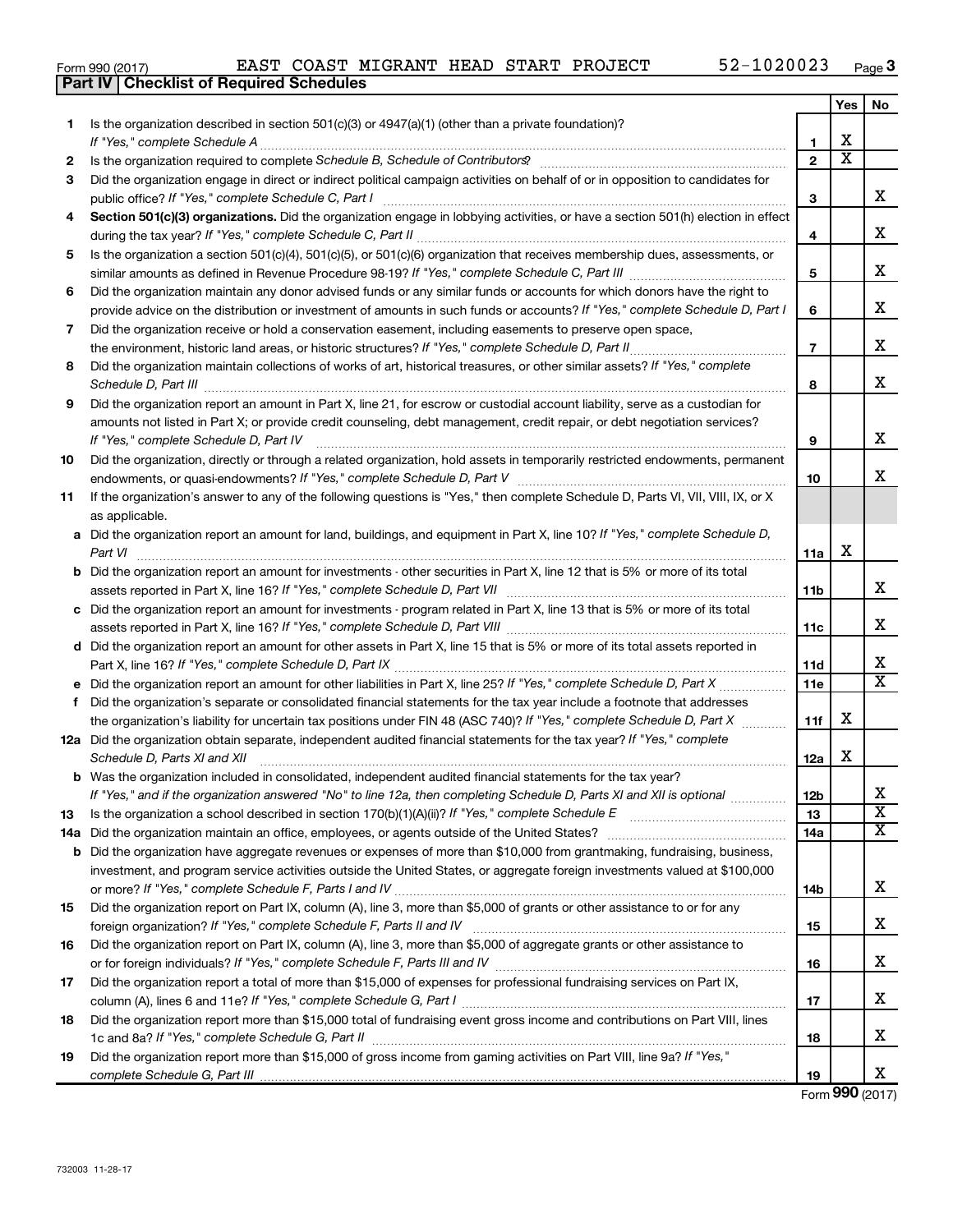Form 990 (2017) EAST COAST MIGRANT HEAD START PROJECT 52-1020023 Page 3

**Part IV | Checklist of Required Schedules**

| | | | Yes | No |
|---|---|---|---|---|
| 1 | Is the organization described in section 501(c)(3) or 4947(a)(1) (other than a private foundation)? *If "Yes," complete Schedule A* | 1 | X | |
| 2 | Is the organization required to complete *Schedule B, Schedule of Contributors* ? | 2 | X | |
| 3 | Did the organization engage in direct or indirect political campaign activities on behalf of or in opposition to candidates for public office? *If "Yes," complete Schedule C, Part I* | 3 | | X |
| 4 | **Section 501(c)(3) organizations.** Did the organization engage in lobbying activities, or have a section 501(h) election in effect during the tax year? *If "Yes," complete Schedule C, Part II* | 4 | | X |
| 5 | Is the organization a section 501(c)(4), 501(c)(5), or 501(c)(6) organization that receives membership dues, assessments, or similar amounts as defined in Revenue Procedure 98-19? *If "Yes," complete Schedule C, Part III* | 5 | | X |
| 6 | Did the organization maintain any donor advised funds or any similar funds or accounts for which donors have the right to provide advice on the distribution or investment of amounts in such funds or accounts? *If "Yes," complete Schedule D, Part I* | 6 | | X |
| 7 | Did the organization receive or hold a conservation easement, including easements to preserve open space, the environment, historic land areas, or historic structures? *If "Yes," complete Schedule D, Part II* | 7 | | X |
| 8 | Did the organization maintain collections of works of art, historical treasures, or other similar assets? *If "Yes," complete Schedule D, Part III* | 8 | | X |
| 9 | Did the organization report an amount in Part X, line 21, for escrow or custodial account liability, serve as a custodian for amounts not listed in Part X; or provide credit counseling, debt management, credit repair, or debt negotiation services? *If "Yes," complete Schedule D, Part IV* | 9 | | X |
| 10 | Did the organization, directly or through a related organization, hold assets in temporarily restricted endowments, permanent endowments, or quasi-endowments? *If "Yes," complete Schedule D, Part V* | 10 | | X |
| 11 | If the organization's answer to any of the following questions is "Yes," then complete Schedule D, Parts VI, VII, VIII, IX, or X as applicable. | | | |
| a | Did the organization report an amount for land, buildings, and equipment in Part X, line 10? *If "Yes," complete Schedule D, Part VI* | 11a | X | |
| b | Did the organization report an amount for investments - other securities in Part X, line 12 that is 5% or more of its total assets reported in Part X, line 16? *If "Yes," complete Schedule D, Part VII* | 11b | | X |
| c | Did the organization report an amount for investments - program related in Part X, line 13 that is 5% or more of its total assets reported in Part X, line 16? *If "Yes," complete Schedule D, Part VIII* | 11c | | X |
| d | Did the organization report an amount for other assets in Part X, line 15 that is 5% or more of its total assets reported in Part X, line 16? *If "Yes," complete Schedule D, Part IX* | 11d | | X |
| e | Did the organization report an amount for other liabilities in Part X, line 25? *If "Yes," complete Schedule D, Part X* | 11e | | X |
| f | Did the organization's separate or consolidated financial statements for the tax year include a footnote that addresses the organization's liability for uncertain tax positions under FIN 48 (ASC 740)? *If "Yes," complete Schedule D, Part X* | 11f | X | |
| 12a | Did the organization obtain separate, independent audited financial statements for the tax year? *If "Yes," complete Schedule D, Parts XI and XII* | 12a | X | |
| b | Was the organization included in consolidated, independent audited financial statements for the tax year? *If "Yes," and if the organization answered "No" to line 12a, then completing Schedule D, Parts XI and XII is optional* | 12b | | X |
| 13 | Is the organization a school described in section 170(b)(1)(A)(ii)? *If "Yes," complete Schedule E* | 13 | | X |
| 14a | Did the organization maintain an office, employees, or agents outside of the United States? | 14a | | X |
| b | Did the organization have aggregate revenues or expenses of more than $10,000 from grantmaking, fundraising, business, investment, and program service activities outside the United States, or aggregate foreign investments valued at $100,000 or more? *If "Yes," complete Schedule F, Parts I and IV* | 14b | | X |
| 15 | Did the organization report on Part IX, column (A), line 3, more than $5,000 of grants or other assistance to or for any foreign organization? *If "Yes," complete Schedule F, Parts II and IV* | 15 | | X |
| 16 | Did the organization report on Part IX, column (A), line 3, more than $5,000 of aggregate grants or other assistance to or for foreign individuals? *If "Yes," complete Schedule F, Parts III and IV* | 16 | | X |
| 17 | Did the organization report a total of more than $15,000 of expenses for professional fundraising services on Part IX, column (A), lines 6 and 11e? *If "Yes," complete Schedule G, Part I* | 17 | | X |
| 18 | Did the organization report more than $15,000 total of fundraising event gross income and contributions on Part VIII, lines 1c and 8a? *If "Yes," complete Schedule G, Part II* | 18 | | X |
| 19 | Did the organization report more than $15,000 of gross income from gaming activities on Part VIII, line 9a? *If "Yes," complete Schedule G, Part III* | 19 | | X |

Form **990** (2017)

732003 11-28-17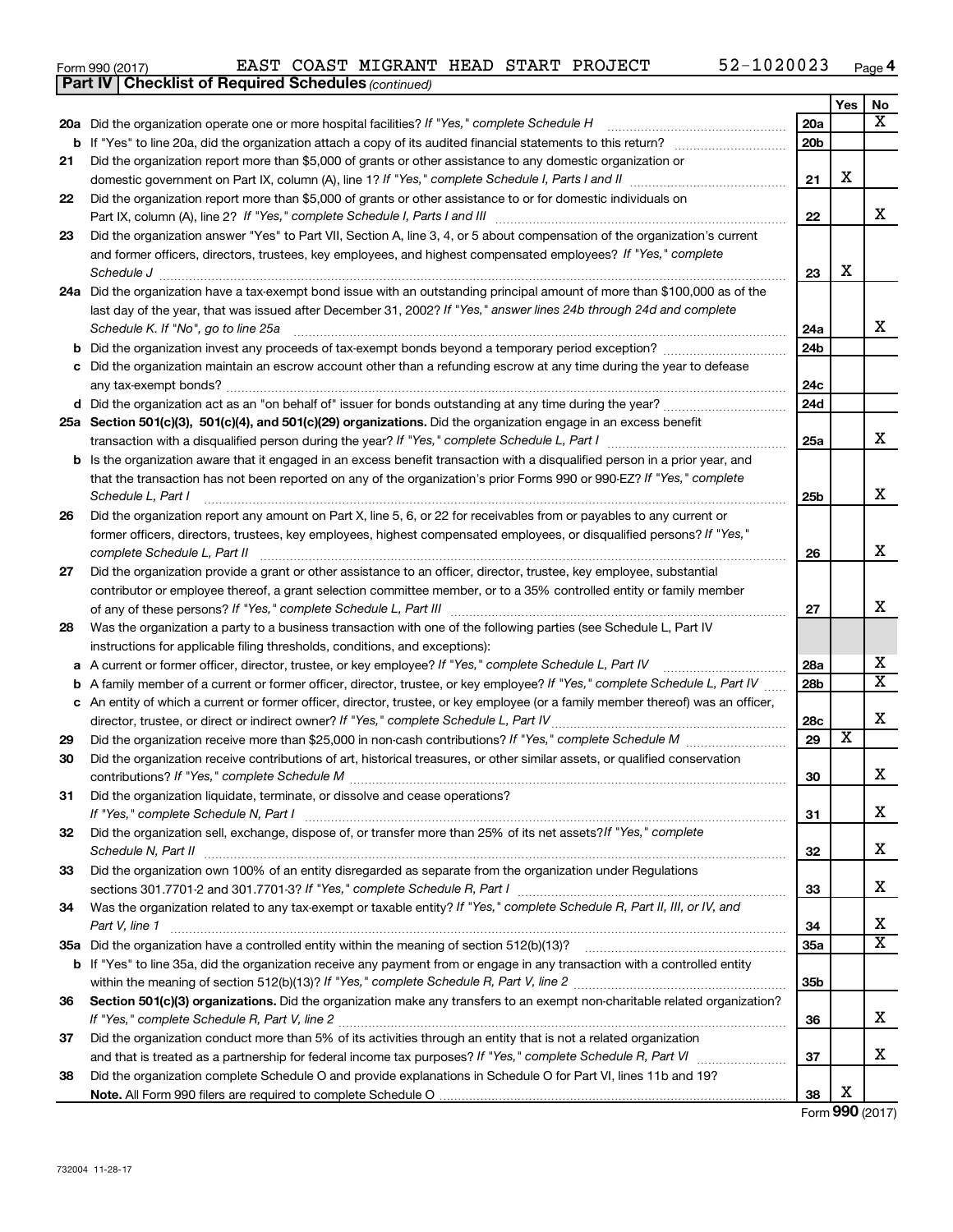Form 990 (2017) EAST COAST MIGRANT HEAD START PROJECT 52-1020023 Page 4

**Part IV | Checklist of Required Schedules** *(continued)*

| | | | Yes | No |
|---|---|---|---|---|
| 20a | Did the organization operate one or more hospital facilities? *If "Yes," complete Schedule H* | 20a | | X |
| b | If "Yes" to line 20a, did the organization attach a copy of its audited financial statements to this return? | 20b | | |
| 21 | Did the organization report more than $5,000 of grants or other assistance to any domestic organization or domestic government on Part IX, column (A), line 1? *If "Yes," complete Schedule I, Parts I and II* | 21 | X | |
| 22 | Did the organization report more than $5,000 of grants or other assistance to or for domestic individuals on Part IX, column (A), line 2? *If "Yes," complete Schedule I, Parts I and III* | 22 | | X |
| 23 | Did the organization answer "Yes" to Part VII, Section A, line 3, 4, or 5 about compensation of the organization's current and former officers, directors, trustees, key employees, and highest compensated employees? *If "Yes," complete Schedule J* | 23 | X | |
| 24a | Did the organization have a tax-exempt bond issue with an outstanding principal amount of more than $100,000 as of the last day of the year, that was issued after December 31, 2002? *If "Yes," answer lines 24b through 24d and complete Schedule K. If "No", go to line 25a* | 24a | | X |
| b | Did the organization invest any proceeds of tax-exempt bonds beyond a temporary period exception? | 24b | | |
| c | Did the organization maintain an escrow account other than a refunding escrow at any time during the year to defease any tax-exempt bonds? | 24c | | |
| d | Did the organization act as an "on behalf of" issuer for bonds outstanding at any time during the year? | 24d | | |
| 25a | **Section 501(c)(3), 501(c)(4), and 501(c)(29) organizations.** Did the organization engage in an excess benefit transaction with a disqualified person during the year? *If "Yes," complete Schedule L, Part I* | 25a | | X |
| b | Is the organization aware that it engaged in an excess benefit transaction with a disqualified person in a prior year, and that the transaction has not been reported on any of the organization's prior Forms 990 or 990-EZ? *If "Yes," complete Schedule L, Part I* | 25b | | X |
| 26 | Did the organization report any amount on Part X, line 5, 6, or 22 for receivables from or payables to any current or former officers, directors, trustees, key employees, highest compensated employees, or disqualified persons? *If "Yes," complete Schedule L, Part II* | 26 | | X |
| 27 | Did the organization provide a grant or other assistance to an officer, director, trustee, key employee, substantial contributor or employee thereof, a grant selection committee member, or to a 35% controlled entity or family member of any of these persons? *If "Yes," complete Schedule L, Part III* | 27 | | X |
| 28 | Was the organization a party to a business transaction with one of the following parties (see Schedule L, Part IV instructions for applicable filing thresholds, conditions, and exceptions): | | | |
| a | A current or former officer, director, trustee, or key employee? *If "Yes," complete Schedule L, Part IV* | 28a | | X |
| b | A family member of a current or former officer, director, trustee, or key employee? *If "Yes," complete Schedule L, Part IV* | 28b | | X |
| c | An entity of which a current or former officer, director, trustee, or key employee (or a family member thereof) was an officer, director, trustee, or direct or indirect owner? *If "Yes," complete Schedule L, Part IV* | 28c | | X |
| 29 | Did the organization receive more than $25,000 in non-cash contributions? *If "Yes," complete Schedule M* | 29 | X | |
| 30 | Did the organization receive contributions of art, historical treasures, or other similar assets, or qualified conservation contributions? *If "Yes," complete Schedule M* | 30 | | X |
| 31 | Did the organization liquidate, terminate, or dissolve and cease operations? *If "Yes," complete Schedule N, Part I* | 31 | | X |
| 32 | Did the organization sell, exchange, dispose of, or transfer more than 25% of its net assets? *If "Yes," complete Schedule N, Part II* | 32 | | X |
| 33 | Did the organization own 100% of an entity disregarded as separate from the organization under Regulations sections 301.7701-2 and 301.7701-3? *If "Yes," complete Schedule R, Part I* | 33 | | X |
| 34 | Was the organization related to any tax-exempt or taxable entity? *If "Yes," complete Schedule R, Part II, III, or IV, and Part V, line 1* | 34 | | X |
| 35a | Did the organization have a controlled entity within the meaning of section 512(b)(13)? | 35a | | X |
| b | If "Yes" to line 35a, did the organization receive any payment from or engage in any transaction with a controlled entity within the meaning of section 512(b)(13)? *If "Yes," complete Schedule R, Part V, line 2* | 35b | | |
| 36 | **Section 501(c)(3) organizations.** Did the organization make any transfers to an exempt non-charitable related organization? *If "Yes," complete Schedule R, Part V, line 2* | 36 | | X |
| 37 | Did the organization conduct more than 5% of its activities through an entity that is not a related organization and that is treated as a partnership for federal income tax purposes? *If "Yes," complete Schedule R, Part VI* | 37 | | X |
| 38 | Did the organization complete Schedule O and provide explanations in Schedule O for Part VI, lines 11b and 19? **Note.** All Form 990 filers are required to complete Schedule O | 38 | X | |

Form **990** (2017)

732004 11-28-17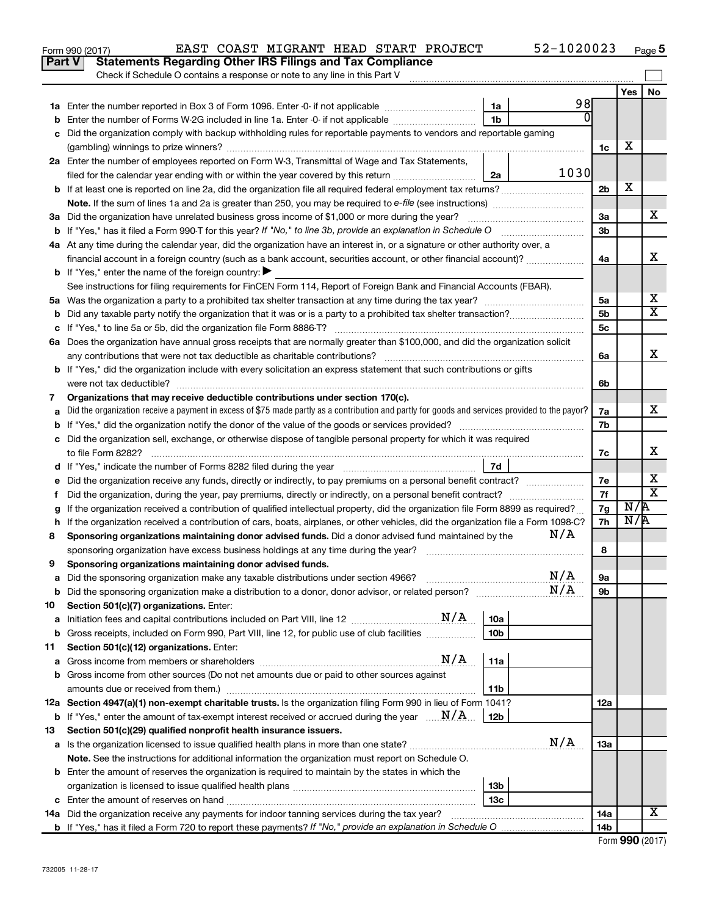Form 990 (2017) EAST COAST MIGRANT HEAD START PROJECT 52-1020023 Page 5

## Part V Statements Regarding Other IRS Filings and Tax Compliance

Check if Schedule O contains a response or note to any line in this Part V

| | | | | | Yes | No |
|---|---|---|---|---|---|---|
| **1a** | Enter the number reported in Box 3 of Form 1096. Enter -0- if not applicable | 1a | 98 | | | |
| **b** | Enter the number of Forms W-2G included in line 1a. Enter -0- if not applicable | 1b | 0 | | | |
| **c** | Did the organization comply with backup withholding rules for reportable payments to vendors and reportable gaming (gambling) winnings to prize winners? | | | 1c | X | |
| **2a** | Enter the number of employees reported on Form W-3, Transmittal of Wage and Tax Statements, filed for the calendar year ending with or within the year covered by this return | 2a | 1030 | | | |
| **b** | If at least one is reported on line 2a, did the organization file all required federal employment tax returns? | | | 2b | X | |
| | **Note.** If the sum of lines 1a and 2a is greater than 250, you may be required to *e-file* (see instructions) | | | | | |
| **3a** | Did the organization have unrelated business gross income of $1,000 or more during the year? | | | 3a | | X |
| **b** | If "Yes," has it filed a Form 990-T for this year? *If "No," to line 3b, provide an explanation in Schedule O* | | | 3b | | |
| **4a** | At any time during the calendar year, did the organization have an interest in, or a signature or other authority over, a financial account in a foreign country (such as a bank account, securities account, or other financial account)? | | | 4a | | X |
| **b** | If "Yes," enter the name of the foreign country: ▶ | | | | | |
| | See instructions for filing requirements for FinCEN Form 114, Report of Foreign Bank and Financial Accounts (FBAR). | | | | | |
| **5a** | Was the organization a party to a prohibited tax shelter transaction at any time during the tax year? | | | 5a | | X |
| **b** | Did any taxable party notify the organization that it was or is a party to a prohibited tax shelter transaction? | | | 5b | | X |
| **c** | If "Yes," to line 5a or 5b, did the organization file Form 8886-T? | | | 5c | | |
| **6a** | Does the organization have annual gross receipts that are normally greater than $100,000, and did the organization solicit any contributions that were not tax deductible as charitable contributions? | | | 6a | | X |
| **b** | If "Yes," did the organization include with every solicitation an express statement that such contributions or gifts were not tax deductible? | | | 6b | | |
| **7** | **Organizations that may receive deductible contributions under section 170(c).** | | | | | |
| **a** | Did the organization receive a payment in excess of $75 made partly as a contribution and partly for goods and services provided to the payor? | | | 7a | | X |
| **b** | If "Yes," did the organization notify the donor of the value of the goods or services provided? | | | 7b | | |
| **c** | Did the organization sell, exchange, or otherwise dispose of tangible personal property for which it was required to file Form 8282? | | | 7c | | X |
| **d** | If "Yes," indicate the number of Forms 8282 filed during the year | 7d | | | | |
| **e** | Did the organization receive any funds, directly or indirectly, to pay premiums on a personal benefit contract? | | | 7e | | X |
| **f** | Did the organization, during the year, pay premiums, directly or indirectly, on a personal benefit contract? | | | 7f | | X |
| **g** | If the organization received a contribution of qualified intellectual property, did the organization file Form 8899 as required? | | | 7g | N/A | |
| **h** | If the organization received a contribution of cars, boats, airplanes, or other vehicles, did the organization file a Form 1098-C? | | | 7h | N/A | |
| **8** | **Sponsoring organizations maintaining donor advised funds.** Did a donor advised fund maintained by the sponsoring organization have excess business holdings at any time during the year? N/A | | | 8 | | |
| **9** | **Sponsoring organizations maintaining donor advised funds.** | | | | | |
| **a** | Did the sponsoring organization make any taxable distributions under section 4966? N/A | | | 9a | | |
| **b** | Did the sponsoring organization make a distribution to a donor, donor advisor, or related person? N/A | | | 9b | | |
| **10** | **Section 501(c)(7) organizations.** Enter: | | | | | |
| **a** | Initiation fees and capital contributions included on Part VIII, line 12 N/A | 10a | | | | |
| **b** | Gross receipts, included on Form 990, Part VIII, line 12, for public use of club facilities | 10b | | | | |
| **11** | **Section 501(c)(12) organizations.** Enter: | | | | | |
| **a** | Gross income from members or shareholders N/A | 11a | | | | |
| **b** | Gross income from other sources (Do not net amounts due or paid to other sources against amounts due or received from them.) | 11b | | | | |
| **12a** | **Section 4947(a)(1) non-exempt charitable trusts.** Is the organization filing Form 990 in lieu of Form 1041? | | | 12a | | |
| **b** | If "Yes," enter the amount of tax-exempt interest received or accrued during the year N/A | 12b | | | | |
| **13** | **Section 501(c)(29) qualified nonprofit health insurance issuers.** | | | | | |
| **a** | Is the organization licensed to issue qualified health plans in more than one state? N/A | | | 13a | | |
| | **Note.** See the instructions for additional information the organization must report on Schedule O. | | | | | |
| **b** | Enter the amount of reserves the organization is required to maintain by the states in which the organization is licensed to issue qualified health plans | 13b | | | | |
| **c** | Enter the amount of reserves on hand | 13c | | | | |
| **14a** | Did the organization receive any payments for indoor tanning services during the tax year? | | | 14a | | X |
| **b** | If "Yes," has it filed a Form 720 to report these payments? *If "No," provide an explanation in Schedule O* | | | 14b | | |

Form **990** (2017)

732005 11-28-17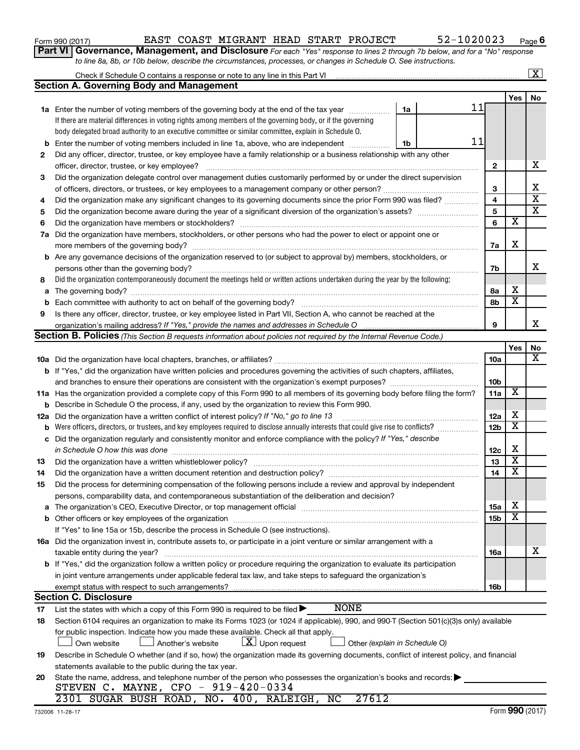Form 990 (2017) EAST COAST MIGRANT HEAD START PROJECT 52-1020023 Page 6

## Part VI Governance, Management, and Disclosure

*For each "Yes" response to lines 2 through 7b below, and for a "No" response to line 8a, 8b, or 10b below, describe the circumstances, processes, or changes in Schedule O. See instructions.*

Check if Schedule O contains a response or note to any line in this Part VI ..... [X]

### Section A. Governing Body and Management

| | | Line | Yes | No |
|---|---|---|---|---|
| **1a** | Enter the number of voting members of the governing body at the end of the tax year ..... **1a** 11. If there are material differences in voting rights among members of the governing body, or if the governing body delegated broad authority to an executive committee or similar committee, explain in Schedule O. | | | |
| **b** | Enter the number of voting members included in line 1a, above, who are independent ..... **1b** 11 | | | |
| **2** | Did any officer, director, trustee, or key employee have a family relationship or a business relationship with any other officer, director, trustee, or key employee? | 2 | | X |
| **3** | Did the organization delegate control over management duties customarily performed by or under the direct supervision of officers, directors, or trustees, or key employees to a management company or other person? | 3 | | X |
| **4** | Did the organization make any significant changes to its governing documents since the prior Form 990 was filed? | 4 | | X |
| **5** | Did the organization become aware during the year of a significant diversion of the organization's assets? | 5 | | X |
| **6** | Did the organization have members or stockholders? | 6 | X | |
| **7a** | Did the organization have members, stockholders, or other persons who had the power to elect or appoint one or more members of the governing body? | 7a | X | |
| **b** | Are any governance decisions of the organization reserved to (or subject to approval by) members, stockholders, or persons other than the governing body? | 7b | | X |
| **8** | Did the organization contemporaneously document the meetings held or written actions undertaken during the year by the following: | | | |
| **a** | The governing body? | 8a | X | |
| **b** | Each committee with authority to act on behalf of the governing body? | 8b | X | |
| **9** | Is there any officer, director, trustee, or key employee listed in Part VII, Section A, who cannot be reached at the organization's mailing address? *If "Yes," provide the names and addresses in Schedule O* | 9 | | X |

### Section B. Policies *(This Section B requests information about policies not required by the Internal Revenue Code.)*

| | | Line | Yes | No |
|---|---|---|---|---|
| **10a** | Did the organization have local chapters, branches, or affiliates? | 10a | | X |
| **b** | If "Yes," did the organization have written policies and procedures governing the activities of such chapters, affiliates, and branches to ensure their operations are consistent with the organization's exempt purposes? | 10b | | |
| **11a** | Has the organization provided a complete copy of this Form 990 to all members of its governing body before filing the form? | 11a | X | |
| **b** | Describe in Schedule O the process, if any, used by the organization to review this Form 990. | | | |
| **12a** | Did the organization have a written conflict of interest policy? *If "No," go to line 13* | 12a | X | |
| **b** | Were officers, directors, or trustees, and key employees required to disclose annually interests that could give rise to conflicts? | 12b | X | |
| **c** | Did the organization regularly and consistently monitor and enforce compliance with the policy? *If "Yes," describe in Schedule O how this was done* | 12c | X | |
| **13** | Did the organization have a written whistleblower policy? | 13 | X | |
| **14** | Did the organization have a written document retention and destruction policy? | 14 | X | |
| **15** | Did the process for determining compensation of the following persons include a review and approval by independent persons, comparability data, and contemporaneous substantiation of the deliberation and decision? | | | |
| **a** | The organization's CEO, Executive Director, or top management official | 15a | X | |
| **b** | Other officers or key employees of the organization | 15b | X | |
| | If "Yes" to line 15a or 15b, describe the process in Schedule O (see instructions). | | | |
| **16a** | Did the organization invest in, contribute assets to, or participate in a joint venture or similar arrangement with a taxable entity during the year? | 16a | | X |
| **b** | If "Yes," did the organization follow a written policy or procedure requiring the organization to evaluate its participation in joint venture arrangements under applicable federal tax law, and take steps to safeguard the organization's exempt status with respect to such arrangements? | 16b | | |

### Section C. Disclosure

**17** List the states with which a copy of this Form 990 is required to be filed ▶ NONE

**18** Section 6104 requires an organization to make its Forms 1023 (or 1024 if applicable), 990, and 990-T (Section 501(c)(3)s only) available for public inspection. Indicate how you made these available. Check all that apply.

[ ] Own website [ ] Another's website [X] Upon request [ ] Other *(explain in Schedule O)*

**19** Describe in Schedule O whether (and if so, how) the organization made its governing documents, conflict of interest policy, and financial statements available to the public during the tax year.

**20** State the name, address, and telephone number of the person who possesses the organization's books and records: ▶

STEVEN C. MAYNE, CFO - 919-420-0334
2301 SUGAR BUSH ROAD, NO. 400, RALEIGH, NC 27612

732006 11-28-17 Form **990** (2017)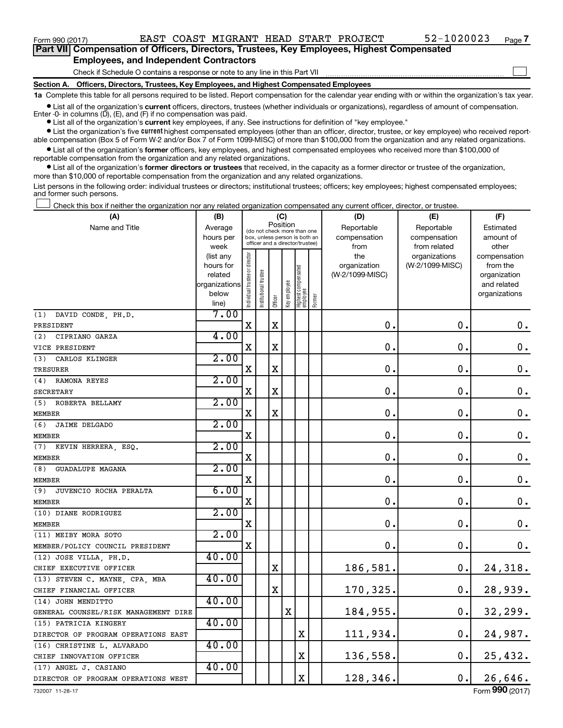Form 990 (2017) EAST COAST MIGRANT HEAD START PROJECT 52-1020023 Page 7

**Part VII Compensation of Officers, Directors, Trustees, Key Employees, Highest Compensated Employees, and Independent Contractors**

Check if Schedule O contains a response or note to any line in this Part VII ☐

**Section A. Officers, Directors, Trustees, Key Employees, and Highest Compensated Employees**

**1a** Complete this table for all persons required to be listed. Report compensation for the calendar year ending with or within the organization's tax year.

- List all of the organization's **current** officers, directors, trustees (whether individuals or organizations), regardless of amount of compensation. Enter -0- in columns (D), (E), and (F) if no compensation was paid.
- List all of the organization's **current** key employees, if any. See instructions for definition of "key employee."
- List the organization's five **current** highest compensated employees (other than an officer, director, trustee, or key employee) who received reportable compensation (Box 5 of Form W-2 and/or Box 7 of Form 1099-MISC) of more than $100,000 from the organization and any related organizations.
- List all of the organization's **former** officers, key employees, and highest compensated employees who received more than $100,000 of reportable compensation from the organization and any related organizations.
- List all of the organization's **former directors or trustees** that received, in the capacity as a former director or trustee of the organization, more than $10,000 of reportable compensation from the organization and any related organizations.

List persons in the following order: individual trustees or directors; institutional trustees; officers; key employees; highest compensated employees; and former such persons.

☐ Check this box if neither the organization nor any related organization compensated any current officer, director, or trustee.

| (A) Name and Title | (B) Average hours per week (list any hours for related organizations below line) | (C) Position (do not check more than one box, unless person is both an officer and a director/trustee) | | | | | | (D) Reportable compensation from the organization (W-2/1099-MISC) | (E) Reportable compensation from related organizations (W-2/1099-MISC) | (F) Estimated amount of other compensation from the organization and related organizations |
|---|---|---|---|---|---|---|---|---|---|---|
| | | Individual trustee or director | Institutional trustee | Officer | Key employee | Highest compensated employee | Former | | | |
| (1) DAVID CONDE, PH.D. PRESIDENT | 7.00 | X | | X | | | | 0. | 0. | 0. |
| (2) CIPRIANO GARZA VICE PRESIDENT | 4.00 | X | | X | | | | 0. | 0. | 0. |
| (3) CARLOS KLINGER TRESURER | 2.00 | X | | X | | | | 0. | 0. | 0. |
| (4) RAMONA REYES SECRETARY | 2.00 | X | | X | | | | 0. | 0. | 0. |
| (5) ROBERTA BELLAMY MEMBER | 2.00 | X | | X | | | | 0. | 0. | 0. |
| (6) JAIME DELGADO MEMBER | 2.00 | X | | | | | | 0. | 0. | 0. |
| (7) KEVIN HERRERA, ESQ. MEMBER | 2.00 | X | | | | | | 0. | 0. | 0. |
| (8) GUADALUPE MAGANA MEMBER | 2.00 | X | | | | | | 0. | 0. | 0. |
| (9) JUVENCIO ROCHA PERALTA MEMBER | 6.00 | X | | | | | | 0. | 0. | 0. |
| (10) DIANE RODRIGUEZ MEMBER | 2.00 | X | | | | | | 0. | 0. | 0. |
| (11) MEIBY MORA SOTO MEMBER/POLICY COUNCIL PRESIDENT | 2.00 | X | | | | | | 0. | 0. | 0. |
| (12) JOSE VILLA, PH.D. CHIEF EXECUTIVE OFFICER | 40.00 | | | X | | | | 186,581. | 0. | 24,318. |
| (13) STEVEN C. MAYNE, CPA, MBA CHIEF FINANCIAL OFFICER | 40.00 | | | X | | | | 170,325. | 0. | 28,939. |
| (14) JOHN MENDITTO GENERAL COUNSEL/RISK MANAGEMENT DIRE | 40.00 | | | | X | | | 184,955. | 0. | 32,299. |
| (15) PATRICIA KINGERY DIRECTOR OF PROGRAM OPERATIONS EAST | 40.00 | | | | | X | | 111,934. | 0. | 24,987. |
| (16) CHRISTINE L. ALVARADO CHIEF INNOVATION OFFICER | 40.00 | | | | | X | | 136,558. | 0. | 25,432. |
| (17) ANGEL J. CASIANO DIRECTOR OF PROGRAM OPERATIONS WEST | 40.00 | | | | | X | | 128,346. | 0. | 26,646. |

732007 11-28-17 Form 990 (2017)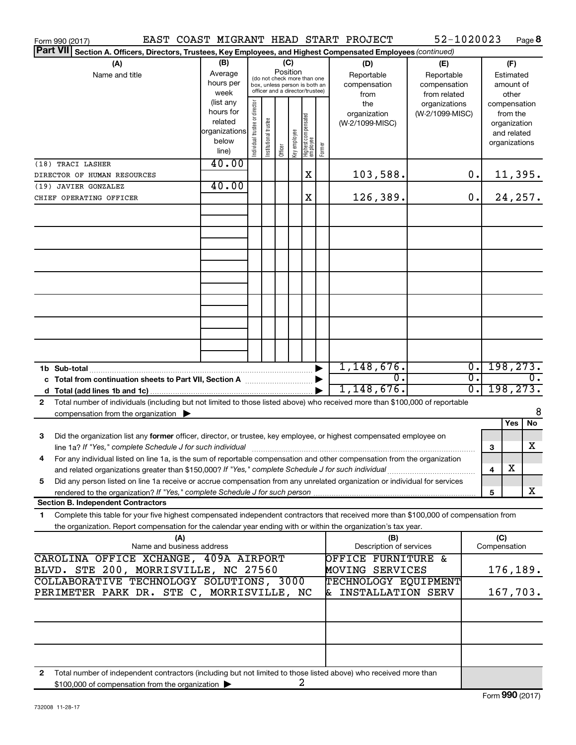Form 990 (2017) EAST COAST MIGRANT HEAD START PROJECT 52-1020023 Page **8**

**Part VII** Section A. Officers, Directors, Trustees, Key Employees, and Highest Compensated Employees *(continued)*

| (A) Name and title | (B) Average hours per week (list any hours for related organizations below line) | (C) Position: Individual trustee or director | Institutional trustee | Officer | Key employee | Highest compensated employee | Former | (D) Reportable compensation from the organization (W-2/1099-MISC) | (E) Reportable compensation from related organizations (W-2/1099-MISC) | (F) Estimated amount of other compensation from the organization and related organizations |
|---|---|---|---|---|---|---|---|---|---|---|
| (18) TRACI LASHER<br>DIRECTOR OF HUMAN RESOURCES | 40.00 | | | | | X | | 103,588. | 0. | 11,395. |
| (19) JAVIER GONZALEZ<br>CHIEF OPERATING OFFICER | 40.00 | | | | | X | | 126,389. | 0. | 24,257. |
| **1b Sub-total** | | | | | | | | 1,148,676. | 0. | 198,273. |
| **c Total from continuation sheets to Part VII, Section A** | | | | | | | | 0. | 0. | 0. |
| **d Total (add lines 1b and 1c)** | | | | | | | | 1,148,676. | 0. | 198,273. |

**2** Total number of individuals (including but not limited to those listed above) who received more than $100,000 of reportable compensation from the organization ▶ 8

| | | Yes | No |
|---|---|---|---|
| **3** Did the organization list any **former** officer, director, or trustee, key employee, or highest compensated employee on line 1a? *If "Yes," complete Schedule J for such individual* | 3 | | X |
| **4** For any individual listed on line 1a, is the sum of reportable compensation and other compensation from the organization and related organizations greater than $150,000? *If "Yes," complete Schedule J for such individual* | 4 | X | |
| **5** Did any person listed on line 1a receive or accrue compensation from any unrelated organization or individual for services rendered to the organization? *If "Yes," complete Schedule J for such person* | 5 | | X |

**Section B. Independent Contractors**

**1** Complete this table for your five highest compensated independent contractors that received more than $100,000 of compensation from the organization. Report compensation for the calendar year ending with or within the organization's tax year.

| (A) Name and business address | (B) Description of services | (C) Compensation |
|---|---|---|
| CAROLINA OFFICE XCHANGE, 409A AIRPORT BLVD. STE 200, MORRISVILLE, NC 27560 | OFFICE FURNITURE & MOVING SERVICES | 176,189. |
| COLLABORATIVE TECHNOLOGY SOLUTIONS, 3000 PERIMETER PARK DR. STE C, MORRISVILLE, NC | TECHNOLOGY EQUIPMENT & INSTALLATION SERV | 167,703. |

**2** Total number of independent contractors (including but not limited to those listed above) who received more than $100,000 of compensation from the organization ▶ 2

Form **990** (2017)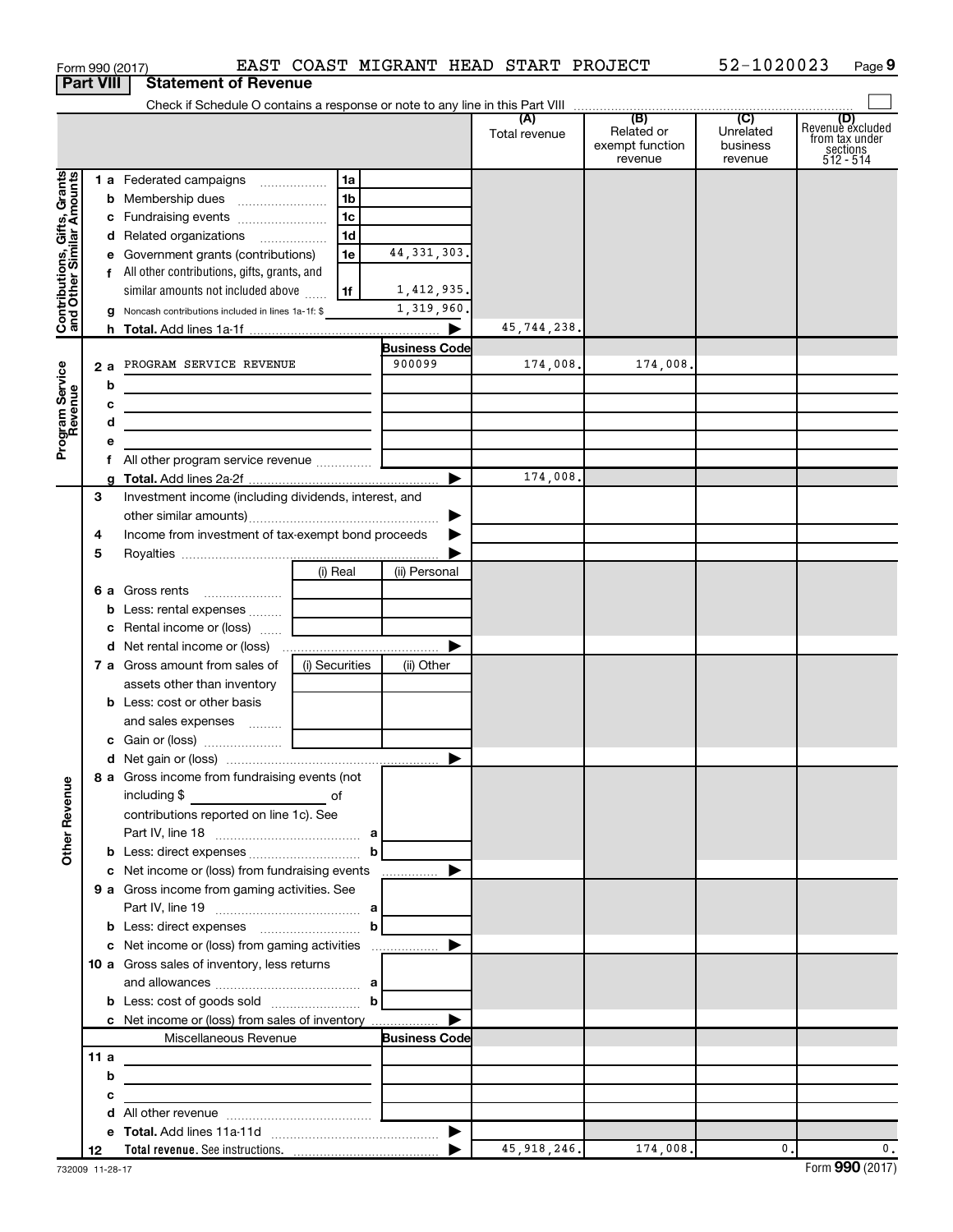Form 990 (2017) EAST COAST MIGRANT HEAD START PROJECT 52-1020023 Page 9

**Part VIII Statement of Revenue**

Check if Schedule O contains a response or note to any line in this Part VIII

| | | | | (A) Total revenue | (B) Related or exempt function revenue | (C) Unrelated business revenue | (D) Revenue excluded from tax under sections 512 - 514 |
|---|---|---|---|---|---|---|---|
| **Contributions, Gifts, Grants and Other Similar Amounts** | 1 a Federated campaigns | 1a | | | | | |
| | b Membership dues | 1b | | | | | |
| | c Fundraising events | 1c | | | | | |
| | d Related organizations | 1d | | | | | |
| | e Government grants (contributions) | 1e | 44,331,303. | | | | |
| | f All other contributions, gifts, grants, and similar amounts not included above | 1f | 1,412,935. | | | | |
| | g Noncash contributions included in lines 1a-1f: $ | | 1,319,960. | | | | |
| | h **Total.** Add lines 1a-1f | | ▶ | 45,744,238. | | | |
| **Program Service Revenue** | | | **Business Code** | | | | |
| | 2 a PROGRAM SERVICE REVENUE | | 900099 | 174,008. | 174,008. | | |
| | b | | | | | | |
| | c | | | | | | |
| | d | | | | | | |
| | e | | | | | | |
| | f All other program service revenue | | | | | | |
| | g **Total.** Add lines 2a-2f | | ▶ | 174,008. | | | |
| **Other Revenue** | 3 Investment income (including dividends, interest, and other similar amounts) | | ▶ | | | | |
| | 4 Income from investment of tax-exempt bond proceeds | | ▶ | | | | |
| | 5 Royalties | | ▶ | | | | |
| | | (i) Real | (ii) Personal | | | | |
| | 6 a Gross rents | | | | | | |
| | b Less: rental expenses | | | | | | |
| | c Rental income or (loss) | | | | | | |
| | d Net rental income or (loss) | | ▶ | | | | |
| | | (i) Securities | (ii) Other | | | | |
| | 7 a Gross amount from sales of assets other than inventory | | | | | | |
| | b Less: cost or other basis and sales expenses | | | | | | |
| | c Gain or (loss) | | | | | | |
| | d Net gain or (loss) | | ▶ | | | | |
| | 8 a Gross income from fundraising events (not including $ ___ of contributions reported on line 1c). See Part IV, line 18 | a | | | | | |
| | b Less: direct expenses | b | | | | | |
| | c Net income or (loss) from fundraising events | | ▶ | | | | |
| | 9 a Gross income from gaming activities. See Part IV, line 19 | a | | | | | |
| | b Less: direct expenses | b | | | | | |
| | c Net income or (loss) from gaming activities | | ▶ | | | | |
| | 10 a Gross sales of inventory, less returns and allowances | a | | | | | |
| | b Less: cost of goods sold | b | | | | | |
| | c Net income or (loss) from sales of inventory | | ▶ | | | | |
| | Miscellaneous Revenue | | **Business Code** | | | | |
| | 11 a | | | | | | |
| | b | | | | | | |
| | c | | | | | | |
| | d All other revenue | | | | | | |
| | e **Total.** Add lines 11a-11d | | ▶ | | | | |
| | 12 **Total revenue.** See instructions. | | ▶ | 45,918,246. | 174,008. | 0. | 0. |

732009 11-28-17 Form **990** (2017)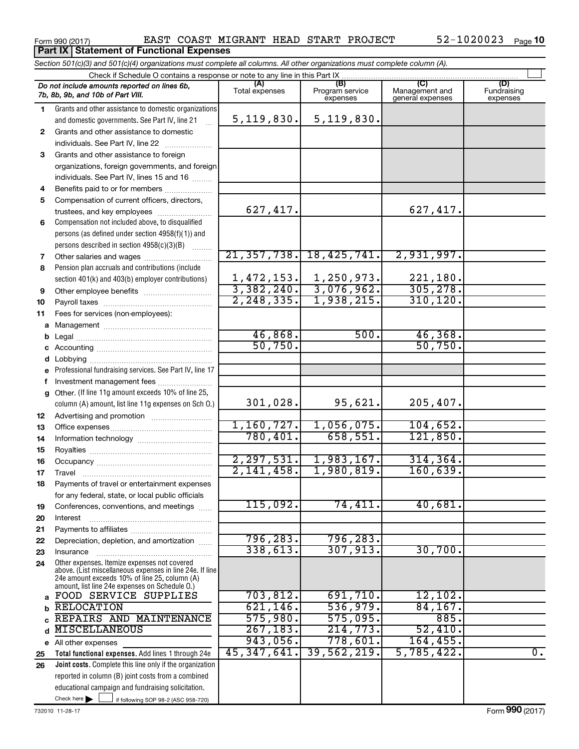Form 990 (2017) EAST COAST MIGRANT HEAD START PROJECT 52-1020023 Page 10

## Part IX Statement of Functional Expenses

*Section 501(c)(3) and 501(c)(4) organizations must complete all columns. All other organizations must complete column (A).*

Check if Schedule O contains a response or note to any line in this Part IX

| | *Do not include amounts reported on lines 6b, 7b, 8b, 9b, and 10b of Part VIII.* | (A) Total expenses | (B) Program service expenses | (C) Management and general expenses | (D) Fundraising expenses |
|---|---|---|---|---|---|
| 1 | Grants and other assistance to domestic organizations and domestic governments. See Part IV, line 21 | 5,119,830. | 5,119,830. | | |
| 2 | Grants and other assistance to domestic individuals. See Part IV, line 22 | | | | |
| 3 | Grants and other assistance to foreign organizations, foreign governments, and foreign individuals. See Part IV, lines 15 and 16 | | | | |
| 4 | Benefits paid to or for members | | | | |
| 5 | Compensation of current officers, directors, trustees, and key employees | 627,417. | | 627,417. | |
| 6 | Compensation not included above, to disqualified persons (as defined under section 4958(f)(1)) and persons described in section 4958(c)(3)(B) | | | | |
| 7 | Other salaries and wages | 21,357,738. | 18,425,741. | 2,931,997. | |
| 8 | Pension plan accruals and contributions (include section 401(k) and 403(b) employer contributions) | 1,472,153. | 1,250,973. | 221,180. | |
| 9 | Other employee benefits | 3,382,240. | 3,076,962. | 305,278. | |
| 10 | Payroll taxes | 2,248,335. | 1,938,215. | 310,120. | |
| 11 | Fees for services (non-employees): | | | | |
| a | Management | | | | |
| b | Legal | 46,868. | 500. | 46,368. | |
| c | Accounting | 50,750. | | 50,750. | |
| d | Lobbying | | | | |
| e | Professional fundraising services. See Part IV, line 17 | | | | |
| f | Investment management fees | | | | |
| g | Other. (If line 11g amount exceeds 10% of line 25, column (A) amount, list line 11g expenses on Sch O.) | 301,028. | 95,621. | 205,407. | |
| 12 | Advertising and promotion | | | | |
| 13 | Office expenses | 1,160,727. | 1,056,075. | 104,652. | |
| 14 | Information technology | 780,401. | 658,551. | 121,850. | |
| 15 | Royalties | | | | |
| 16 | Occupancy | 2,297,531. | 1,983,167. | 314,364. | |
| 17 | Travel | 2,141,458. | 1,980,819. | 160,639. | |
| 18 | Payments of travel or entertainment expenses for any federal, state, or local public officials | | | | |
| 19 | Conferences, conventions, and meetings | 115,092. | 74,411. | 40,681. | |
| 20 | Interest | | | | |
| 21 | Payments to affiliates | | | | |
| 22 | Depreciation, depletion, and amortization | 796,283. | 796,283. | | |
| 23 | Insurance | 338,613. | 307,913. | 30,700. | |
| 24 | Other expenses. Itemize expenses not covered above. (List miscellaneous expenses in line 24e. If line 24e amount exceeds 10% of line 25, column (A) amount, list line 24e expenses on Schedule O.) | | | | |
| a | FOOD SERVICE SUPPLIES | 703,812. | 691,710. | 12,102. | |
| b | RELOCATION | 621,146. | 536,979. | 84,167. | |
| c | REPAIRS AND MAINTENANCE | 575,980. | 575,095. | 885. | |
| d | MISCELLANEOUS | 267,183. | 214,773. | 52,410. | |
| e | All other expenses | 943,056. | 778,601. | 164,455. | |
| 25 | **Total functional expenses.** Add lines 1 through 24e | 45,347,641. | 39,562,219. | 5,785,422. | 0. |
| 26 | **Joint costs.** Complete this line only if the organization reported in column (B) joint costs from a combined educational campaign and fundraising solicitation. Check here ☐ if following SOP 98-2 (ASC 958-720) | | | | |

732010 11-28-17 Form **990** (2017)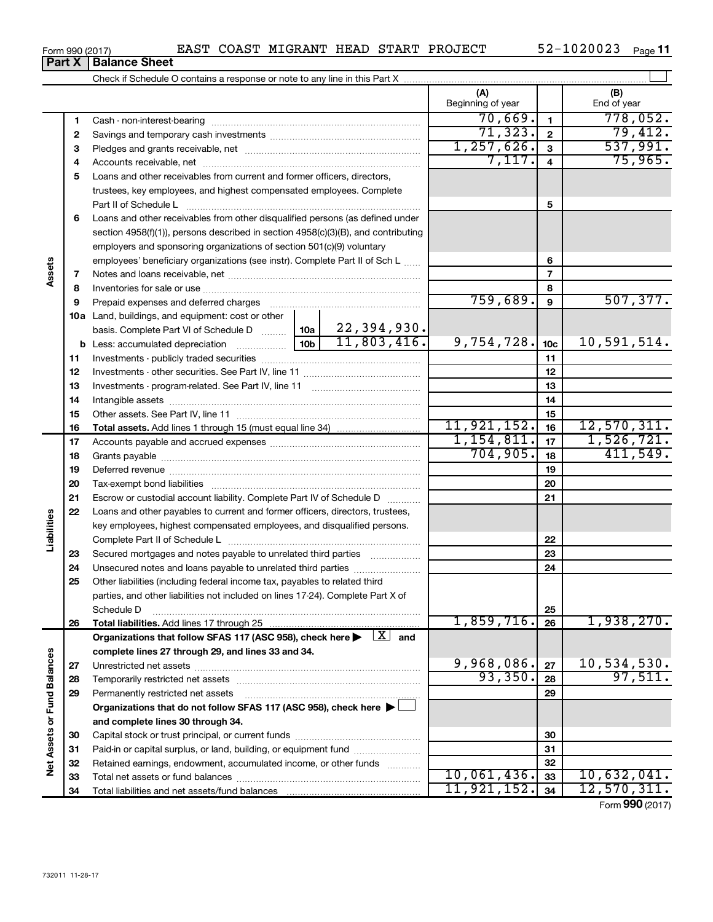Form 990 (2017) EAST COAST MIGRANT HEAD START PROJECT 52-1020023 Page 11

## Part X | Balance Sheet

Check if Schedule O contains a response or note to any line in this Part X

| | | | | (A) Beginning of year | | (B) End of year |
|---|---|---|---|---|---|---|
| Assets | 1 | Cash - non-interest-bearing | | 70,669. | 1 | 778,052. |
| | 2 | Savings and temporary cash investments | | 71,323. | 2 | 79,412. |
| | 3 | Pledges and grants receivable, net | | 1,257,626. | 3 | 537,991. |
| | 4 | Accounts receivable, net | | 7,117. | 4 | 75,965. |
| | 5 | Loans and other receivables from current and former officers, directors, trustees, key employees, and highest compensated employees. Complete Part II of Schedule L | | | 5 | |
| | 6 | Loans and other receivables from other disqualified persons (as defined under section 4958(f)(1)), persons described in section 4958(c)(3)(B), and contributing employers and sponsoring organizations of section 501(c)(9) voluntary employees' beneficiary organizations (see instr). Complete Part II of Sch L | | | 6 | |
| | 7 | Notes and loans receivable, net | | | 7 | |
| | 8 | Inventories for sale or use | | | 8 | |
| | 9 | Prepaid expenses and deferred charges | | 759,689. | 9 | 507,377. |
| | 10a | Land, buildings, and equipment: cost or other basis. Complete Part VI of Schedule D | 10a 22,394,930. | | | |
| | b | Less: accumulated depreciation | 10b 11,803,416. | 9,754,728. | 10c | 10,591,514. |
| | 11 | Investments - publicly traded securities | | | 11 | |
| | 12 | Investments - other securities. See Part IV, line 11 | | | 12 | |
| | 13 | Investments - program-related. See Part IV, line 11 | | | 13 | |
| | 14 | Intangible assets | | | 14 | |
| | 15 | Other assets. See Part IV, line 11 | | | 15 | |
| | 16 | **Total assets.** Add lines 1 through 15 (must equal line 34) | | 11,921,152. | 16 | 12,570,311. |
| Liabilities | 17 | Accounts payable and accrued expenses | | 1,154,811. | 17 | 1,526,721. |
| | 18 | Grants payable | | 704,905. | 18 | 411,549. |
| | 19 | Deferred revenue | | | 19 | |
| | 20 | Tax-exempt bond liabilities | | | 20 | |
| | 21 | Escrow or custodial account liability. Complete Part IV of Schedule D | | | 21 | |
| | 22 | Loans and other payables to current and former officers, directors, trustees, key employees, highest compensated employees, and disqualified persons. Complete Part II of Schedule L | | | 22 | |
| | 23 | Secured mortgages and notes payable to unrelated third parties | | | 23 | |
| | 24 | Unsecured notes and loans payable to unrelated third parties | | | 24 | |
| | 25 | Other liabilities (including federal income tax, payables to related third parties, and other liabilities not included on lines 17-24). Complete Part X of Schedule D | | | 25 | |
| | 26 | **Total liabilities.** Add lines 17 through 25 | | 1,859,716. | 26 | 1,938,270. |
| Net Assets or Fund Balances | | **Organizations that follow SFAS 117 (ASC 958), check here ▶ [X] and complete lines 27 through 29, and lines 33 and 34.** | | | | |
| | 27 | Unrestricted net assets | | 9,968,086. | 27 | 10,534,530. |
| | 28 | Temporarily restricted net assets | | 93,350. | 28 | 97,511. |
| | 29 | Permanently restricted net assets | | | 29 | |
| | | **Organizations that do not follow SFAS 117 (ASC 958), check here ▶ [ ] and complete lines 30 through 34.** | | | | |
| | 30 | Capital stock or trust principal, or current funds | | | 30 | |
| | 31 | Paid-in or capital surplus, or land, building, or equipment fund | | | 31 | |
| | 32 | Retained earnings, endowment, accumulated income, or other funds | | | 32 | |
| | 33 | Total net assets or fund balances | | 10,061,436. | 33 | 10,632,041. |
| | 34 | Total liabilities and net assets/fund balances | | 11,921,152. | 34 | 12,570,311. |

Form **990** (2017)

732011 11-28-17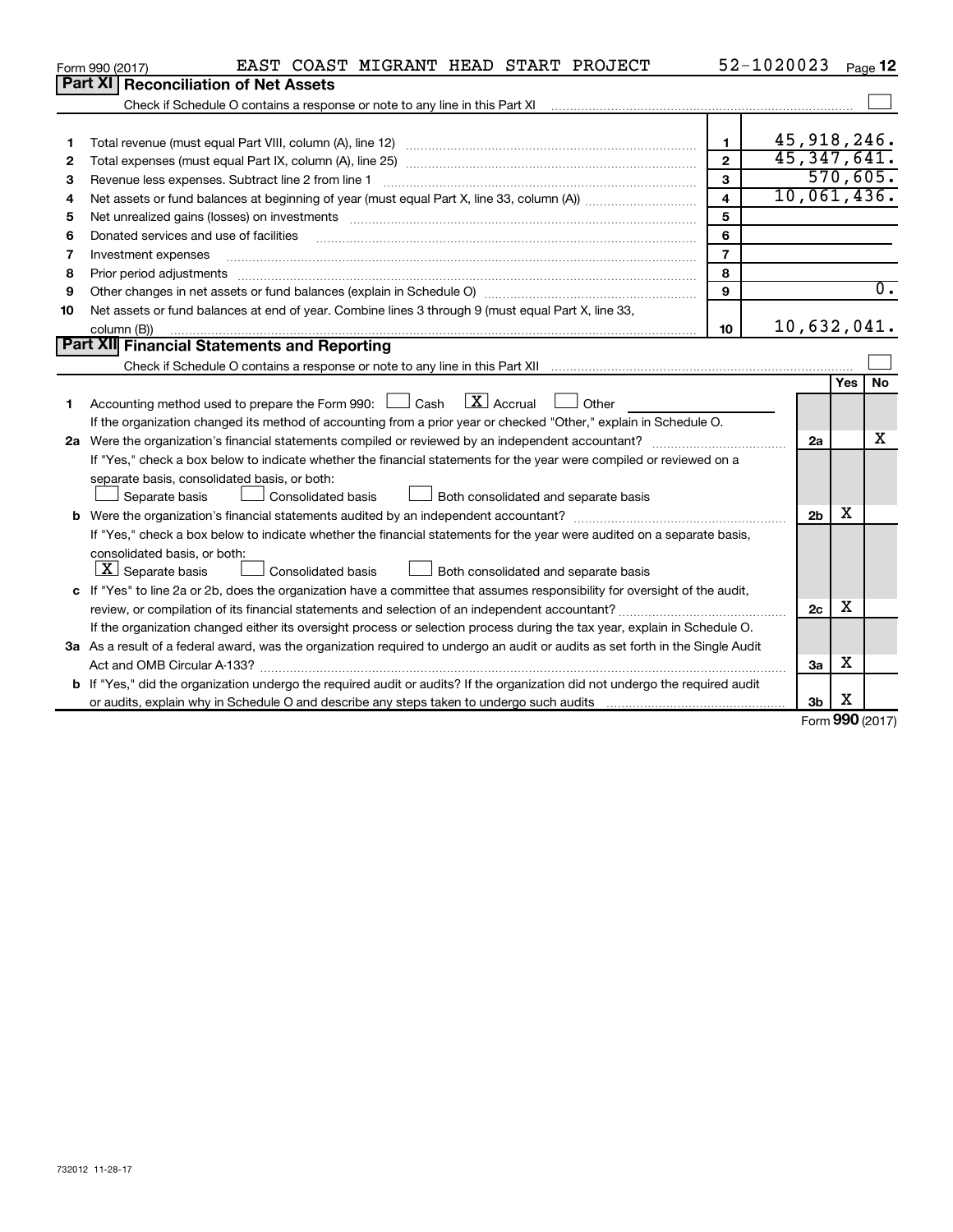Form 990 (2017) EAST COAST MIGRANT HEAD START PROJECT 52-1020023 Page **12**

## Part XI Reconciliation of Net Assets

Check if Schedule O contains a response or note to any line in this Part XI ☐

| | | | |
|---|---|---|---|
| 1 | Total revenue (must equal Part VIII, column (A), line 12) | 1 | 45,918,246. |
| 2 | Total expenses (must equal Part IX, column (A), line 25) | 2 | 45,347,641. |
| 3 | Revenue less expenses. Subtract line 2 from line 1 | 3 | 570,605. |
| 4 | Net assets or fund balances at beginning of year (must equal Part X, line 33, column (A)) | 4 | 10,061,436. |
| 5 | Net unrealized gains (losses) on investments | 5 | |
| 6 | Donated services and use of facilities | 6 | |
| 7 | Investment expenses | 7 | |
| 8 | Prior period adjustments | 8 | |
| 9 | Other changes in net assets or fund balances (explain in Schedule O) | 9 | 0. |
| 10 | Net assets or fund balances at end of year. Combine lines 3 through 9 (must equal Part X, line 33, column (B)) | 10 | 10,632,041. |

## Part XII Financial Statements and Reporting

Check if Schedule O contains a response or note to any line in this Part XII ☐

| | | | Yes | No |
|---|---|---|---|---|
| 1 | Accounting method used to prepare the Form 990: ☐ Cash ☒ Accrual ☐ Other ______<br>If the organization changed its method of accounting from a prior year or checked "Other," explain in Schedule O. | | | |
| 2a | Were the organization's financial statements compiled or reviewed by an independent accountant? | 2a | | X |
| | If "Yes," check a box below to indicate whether the financial statements for the year were compiled or reviewed on a separate basis, consolidated basis, or both:<br>☐ Separate basis ☐ Consolidated basis ☐ Both consolidated and separate basis | | | |
| b | Were the organization's financial statements audited by an independent accountant? | 2b | X | |
| | If "Yes," check a box below to indicate whether the financial statements for the year were audited on a separate basis, consolidated basis, or both:<br>☒ Separate basis ☐ Consolidated basis ☐ Both consolidated and separate basis | | | |
| c | If "Yes" to line 2a or 2b, does the organization have a committee that assumes responsibility for oversight of the audit, review, or compilation of its financial statements and selection of an independent accountant? | 2c | X | |
| | If the organization changed either its oversight process or selection process during the tax year, explain in Schedule O. | | | |
| 3a | As a result of a federal award, was the organization required to undergo an audit or audits as set forth in the Single Audit Act and OMB Circular A-133? | 3a | X | |
| b | If "Yes," did the organization undergo the required audit or audits? If the organization did not undergo the required audit or audits, explain why in Schedule O and describe any steps taken to undergo such audits | 3b | X | |

Form **990** (2017)

732012 11-28-17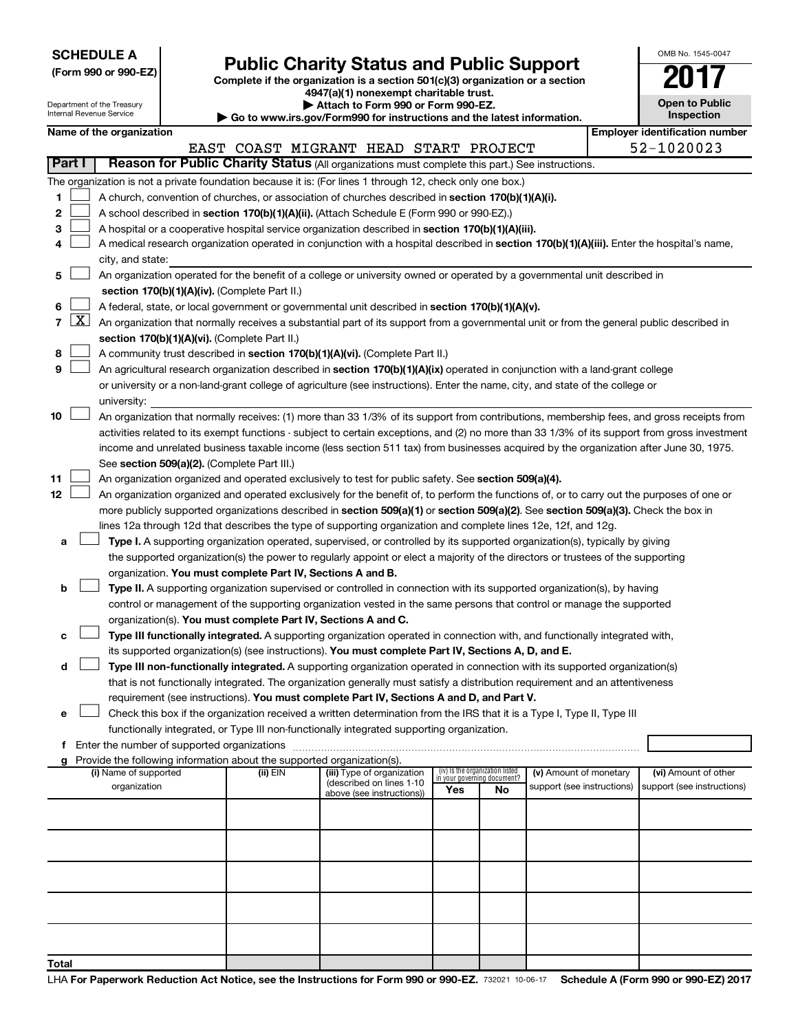**SCHEDULE A**
**(Form 990 or 990-EZ)**

Department of the Treasury
Internal Revenue Service

# Public Charity Status and Public Support

**Complete if the organization is a section 501(c)(3) organization or a section 4947(a)(1) nonexempt charitable trust.**
**▶ Attach to Form 990 or Form 990-EZ.**
**▶ Go to www.irs.gov/Form990 for instructions and the latest information.**

OMB No. 1545-0047

**2017**

**Open to Public Inspection**

**Name of the organization**
EAST COAST MIGRANT HEAD START PROJECT

**Employer identification number**
52-1020023

**Part I** **Reason for Public Charity Status** (All organizations must complete this part.) See instructions.

The organization is not a private foundation because it is: (For lines 1 through 12, check only one box.)

1 ☐ A church, convention of churches, or association of churches described in **section 170(b)(1)(A)(i).**

2 ☐ A school described in **section 170(b)(1)(A)(ii).** (Attach Schedule E (Form 990 or 990-EZ).)

3 ☐ A hospital or a cooperative hospital service organization described in **section 170(b)(1)(A)(iii).**

4 ☐ A medical research organization operated in conjunction with a hospital described in **section 170(b)(1)(A)(iii).** Enter the hospital's name, city, and state:

5 ☐ An organization operated for the benefit of a college or university owned or operated by a governmental unit described in **section 170(b)(1)(A)(iv).** (Complete Part II.)

6 ☐ A federal, state, or local government or governmental unit described in **section 170(b)(1)(A)(v).**

7 ☒ An organization that normally receives a substantial part of its support from a governmental unit or from the general public described in **section 170(b)(1)(A)(vi).** (Complete Part II.)

8 ☐ A community trust described in **section 170(b)(1)(A)(vi).** (Complete Part II.)

9 ☐ An agricultural research organization described in **section 170(b)(1)(A)(ix)** operated in conjunction with a land-grant college or university or a non-land-grant college of agriculture (see instructions). Enter the name, city, and state of the college or university:

10 ☐ An organization that normally receives: (1) more than 33 1/3% of its support from contributions, membership fees, and gross receipts from activities related to its exempt functions - subject to certain exceptions, and (2) no more than 33 1/3% of its support from gross investment income and unrelated business taxable income (less section 511 tax) from businesses acquired by the organization after June 30, 1975. See **section 509(a)(2).** (Complete Part III.)

11 ☐ An organization organized and operated exclusively to test for public safety. See **section 509(a)(4).**

12 ☐ An organization organized and operated exclusively for the benefit of, to perform the functions of, or to carry out the purposes of one or more publicly supported organizations described in **section 509(a)(1)** or **section 509(a)(2).** See **section 509(a)(3).** Check the box in lines 12a through 12d that describes the type of supporting organization and complete lines 12e, 12f, and 12g.

a ☐ **Type I.** A supporting organization operated, supervised, or controlled by its supported organization(s), typically by giving the supported organization(s) the power to regularly appoint or elect a majority of the directors or trustees of the supporting organization. **You must complete Part IV, Sections A and B.**

b ☐ **Type II.** A supporting organization supervised or controlled in connection with its supported organization(s), by having control or management of the supporting organization vested in the same persons that control or manage the supported organization(s). **You must complete Part IV, Sections A and C.**

c ☐ **Type III functionally integrated.** A supporting organization operated in connection with, and functionally integrated with, its supported organization(s) (see instructions). **You must complete Part IV, Sections A, D, and E.**

d ☐ **Type III non-functionally integrated.** A supporting organization operated in connection with its supported organization(s) that is not functionally integrated. The organization generally must satisfy a distribution requirement and an attentiveness requirement (see instructions). **You must complete Part IV, Sections A and D, and Part V.**

e ☐ Check this box if the organization received a written determination from the IRS that it is a Type I, Type II, Type III functionally integrated, or Type III non-functionally integrated supporting organization.

f Enter the number of supported organizations

g Provide the following information about the supported organization(s).

| (i) Name of supported organization | (ii) EIN | (iii) Type of organization (described on lines 1-10 above (see instructions)) | (iv) Is the organization listed in your governing document? Yes | No | (v) Amount of monetary support (see instructions) | (vi) Amount of other support (see instructions) |
|---|---|---|---|---|---|---|
| | | | | | | |
| | | | | | | |
| | | | | | | |
| | | | | | | |
| | | | | | | |
| **Total** | | | | | | |

LHA **For Paperwork Reduction Act Notice, see the Instructions for Form 990 or 990-EZ.** 732021 10-06-17 **Schedule A (Form 990 or 990-EZ) 2017**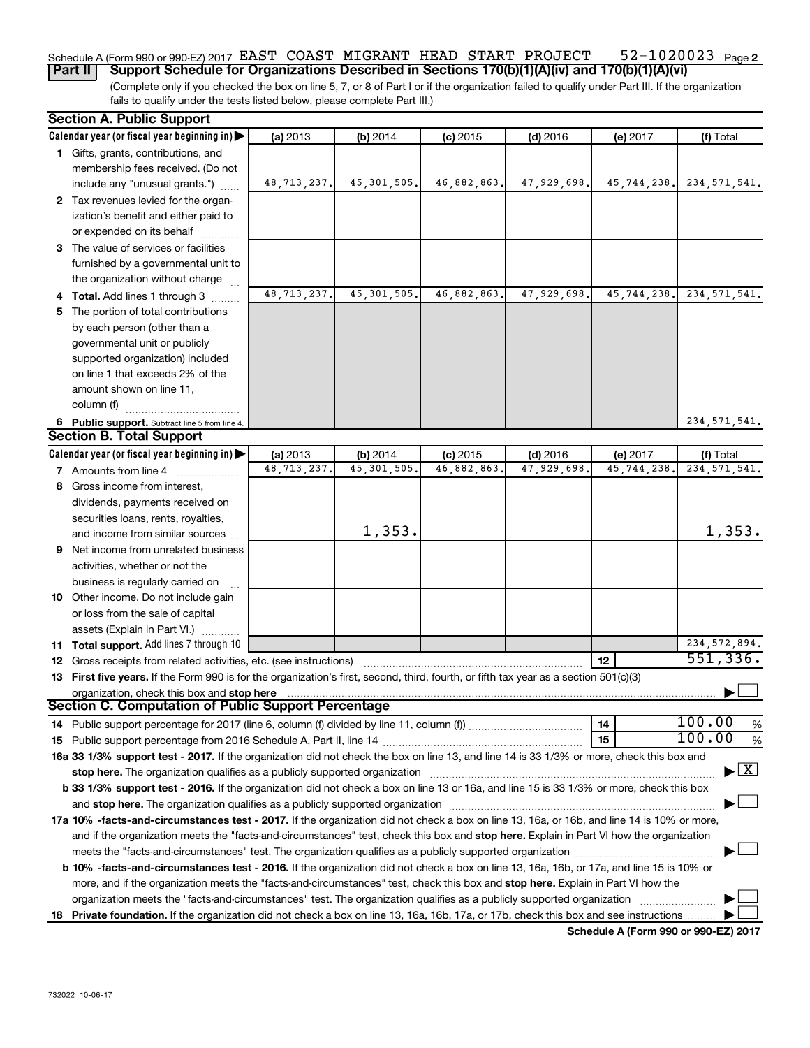Schedule A (Form 990 or 990-EZ) 2017 EAST COAST MIGRANT HEAD START PROJECT 52-1020023 Page 2

**Part II** **Support Schedule for Organizations Described in Sections 170(b)(1)(A)(iv) and 170(b)(1)(A)(vi)**

(Complete only if you checked the box on line 5, 7, or 8 of Part I or if the organization failed to qualify under Part III. If the organization fails to qualify under the tests listed below, please complete Part III.)

## Section A. Public Support

| Calendar year (or fiscal year beginning in) ▶ | (a) 2013 | (b) 2014 | (c) 2015 | (d) 2016 | (e) 2017 | (f) Total |
|---|---|---|---|---|---|---|
| **1** Gifts, grants, contributions, and membership fees received. (Do not include any "unusual grants.") | 48,713,237. | 45,301,505. | 46,882,863. | 47,929,698. | 45,744,238. | 234,571,541. |
| **2** Tax revenues levied for the organization's benefit and either paid to or expended on its behalf | | | | | | |
| **3** The value of services or facilities furnished by a governmental unit to the organization without charge | | | | | | |
| **4 Total.** Add lines 1 through 3 | 48,713,237. | 45,301,505. | 46,882,863. | 47,929,698. | 45,744,238. | 234,571,541. |
| **5** The portion of total contributions by each person (other than a governmental unit or publicly supported organization) included on line 1 that exceeds 2% of the amount shown on line 11, column (f) | | | | | | |
| **6 Public support.** Subtract line 5 from line 4. | | | | | | 234,571,541. |

## Section B. Total Support

| Calendar year (or fiscal year beginning in) ▶ | (a) 2013 | (b) 2014 | (c) 2015 | (d) 2016 | (e) 2017 | (f) Total |
|---|---|---|---|---|---|---|
| **7** Amounts from line 4 | 48,713,237. | 45,301,505. | 46,882,863. | 47,929,698. | 45,744,238. | 234,571,541. |
| **8** Gross income from interest, dividends, payments received on securities loans, rents, royalties, and income from similar sources | | 1,353. | | | | 1,353. |
| **9** Net income from unrelated business activities, whether or not the business is regularly carried on | | | | | | |
| **10** Other income. Do not include gain or loss from the sale of capital assets (Explain in Part VI.) | | | | | | |
| **11 Total support.** Add lines 7 through 10 | | | | | | 234,572,894. |

**12** Gross receipts from related activities, etc. (see instructions) | **12** | 551,336.

**13 First five years.** If the Form 990 is for the organization's first, second, third, fourth, or fifth tax year as a section 501(c)(3) organization, check this box and **stop here** ▶ ☐

## Section C. Computation of Public Support Percentage

**14** Public support percentage for 2017 (line 6, column (f) divided by line 11, column (f)) | **14** | 100.00 %

**15** Public support percentage from 2016 Schedule A, Part II, line 14 | **15** | 100.00 %

**16a 33 1/3% support test - 2017.** If the organization did not check the box on line 13, and line 14 is 33 1/3% or more, check this box and **stop here.** The organization qualifies as a publicly supported organization ▶ ☒

**b 33 1/3% support test - 2016.** If the organization did not check a box on line 13 or 16a, and line 15 is 33 1/3% or more, check this box and **stop here.** The organization qualifies as a publicly supported organization ▶ ☐

**17a 10% -facts-and-circumstances test - 2017.** If the organization did not check a box on line 13, 16a, or 16b, and line 14 is 10% or more, and if the organization meets the "facts-and-circumstances" test, check this box and **stop here.** Explain in Part VI how the organization meets the "facts-and-circumstances" test. The organization qualifies as a publicly supported organization ▶ ☐

**b 10% -facts-and-circumstances test - 2016.** If the organization did not check a box on line 13, 16a, 16b, or 17a, and line 15 is 10% or more, and if the organization meets the "facts-and-circumstances" test, check this box and **stop here.** Explain in Part VI how the organization meets the "facts-and-circumstances" test. The organization qualifies as a publicly supported organization ▶ ☐

**18 Private foundation.** If the organization did not check a box on line 13, 16a, 16b, 17a, or 17b, check this box and see instructions ▶ ☐

**Schedule A (Form 990 or 990-EZ) 2017**

732022 10-06-17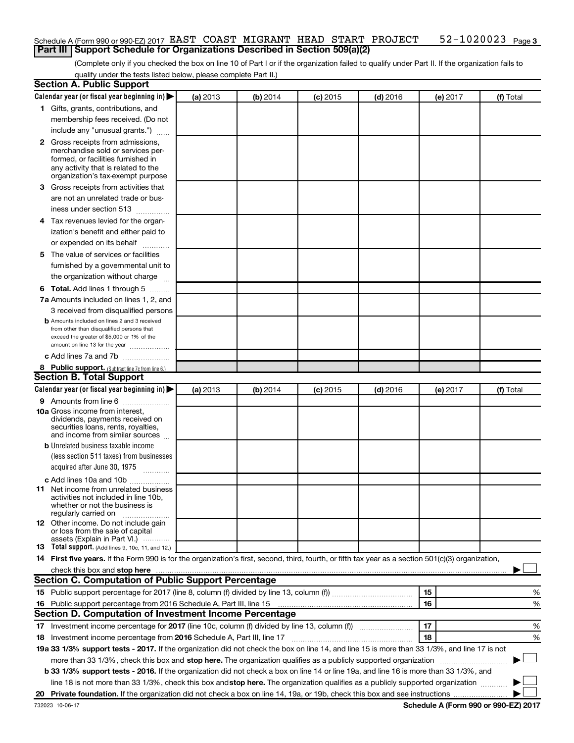Schedule A (Form 990 or 990-EZ) 2017 EAST COAST MIGRANT HEAD START PROJECT 52-1020023 Page 3

## Part III Support Schedule for Organizations Described in Section 509(a)(2)

(Complete only if you checked the box on line 10 of Part I or if the organization failed to qualify under Part II. If the organization fails to qualify under the tests listed below, please complete Part II.)

### Section A. Public Support

| Calendar year (or fiscal year beginning in) ▶ | (a) 2013 | (b) 2014 | (c) 2015 | (d) 2016 | (e) 2017 | (f) Total |
|---|---|---|---|---|---|---|
| **1** Gifts, grants, contributions, and membership fees received. (Do not include any "unusual grants.") | | | | | | |
| **2** Gross receipts from admissions, merchandise sold or services performed, or facilities furnished in any activity that is related to the organization's tax-exempt purpose | | | | | | |
| **3** Gross receipts from activities that are not an unrelated trade or business under section 513 | | | | | | |
| **4** Tax revenues levied for the organization's benefit and either paid to or expended on its behalf | | | | | | |
| **5** The value of services or facilities furnished by a governmental unit to the organization without charge | | | | | | |
| **6 Total.** Add lines 1 through 5 | | | | | | |
| **7a** Amounts included on lines 1, 2, and 3 received from disqualified persons | | | | | | |
| **b** Amounts included on lines 2 and 3 received from other than disqualified persons that exceed the greater of $5,000 or 1% of the amount on line 13 for the year | | | | | | |
| **c** Add lines 7a and 7b | | | | | | |
| **8 Public support.** (Subtract line 7c from line 6.) | | | | | | |

### Section B. Total Support

| Calendar year (or fiscal year beginning in) ▶ | (a) 2013 | (b) 2014 | (c) 2015 | (d) 2016 | (e) 2017 | (f) Total |
|---|---|---|---|---|---|---|
| **9** Amounts from line 6 | | | | | | |
| **10a** Gross income from interest, dividends, payments received on securities loans, rents, royalties, and income from similar sources | | | | | | |
| **b** Unrelated business taxable income (less section 511 taxes) from businesses acquired after June 30, 1975 | | | | | | |
| **c** Add lines 10a and 10b | | | | | | |
| **11** Net income from unrelated business activities not included in line 10b, whether or not the business is regularly carried on | | | | | | |
| **12** Other income. Do not include gain or loss from the sale of capital assets (Explain in Part VI.) | | | | | | |
| **13 Total support.** (Add lines 9, 10c, 11, and 12.) | | | | | | |

**14 First five years.** If the Form 990 is for the organization's first, second, third, fourth, or fifth tax year as a section 501(c)(3) organization, check this box and **stop here** ▶ ☐

### Section C. Computation of Public Support Percentage

| | | | |
|---|---|---|---|
| **15** Public support percentage for 2017 (line 8, column (f) divided by line 13, column (f)) | 15 | | % |
| **16** Public support percentage from 2016 Schedule A, Part III, line 15 | 16 | | % |

### Section D. Computation of Investment Income Percentage

| | | | |
|---|---|---|---|
| **17** Investment income percentage for **2017** (line 10c, column (f) divided by line 13, column (f)) | 17 | | % |
| **18** Investment income percentage from **2016** Schedule A, Part III, line 17 | 18 | | % |

**19a 33 1/3% support tests - 2017.** If the organization did not check the box on line 14, and line 15 is more than 33 1/3%, and line 17 is not more than 33 1/3%, check this box and **stop here.** The organization qualifies as a publicly supported organization ▶ ☐

**b 33 1/3% support tests - 2016.** If the organization did not check a box on line 14 or line 19a, and line 16 is more than 33 1/3%, and line 18 is not more than 33 1/3%, check this box and **stop here.** The organization qualifies as a publicly supported organization ▶ ☐

**20 Private foundation.** If the organization did not check a box on line 14, 19a, or 19b, check this box and see instructions ▶ ☐

732023 10-06-17 **Schedule A (Form 990 or 990-EZ) 2017**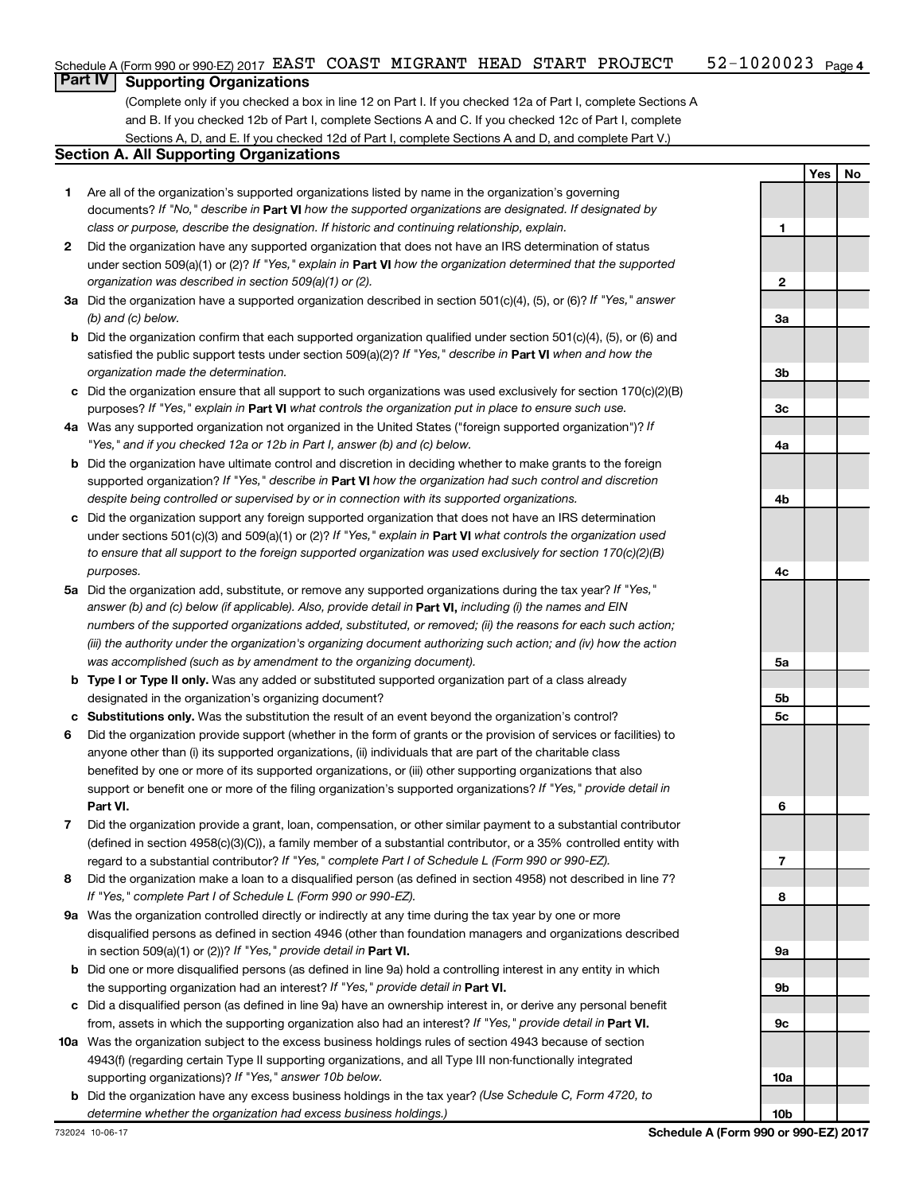Schedule A (Form 990 or 990-EZ) 2017 EAST COAST MIGRANT HEAD START PROJECT 52-1020023 Page 4

## Part IV Supporting Organizations

(Complete only if you checked a box in line 12 on Part I. If you checked 12a of Part I, complete Sections A and B. If you checked 12b of Part I, complete Sections A and C. If you checked 12c of Part I, complete Sections A, D, and E. If you checked 12d of Part I, complete Sections A and D, and complete Part V.)

### Section A. All Supporting Organizations

| | | | Yes | No |
|---|---|---|---|---|
| **1** | Are all of the organization's supported organizations listed by name in the organization's governing documents? *If "No," describe in* **Part VI** *how the supported organizations are designated. If designated by class or purpose, describe the designation. If historic and continuing relationship, explain.* | 1 | | |
| **2** | Did the organization have any supported organization that does not have an IRS determination of status under section 509(a)(1) or (2)? *If "Yes," explain in* **Part VI** *how the organization determined that the supported organization was described in section 509(a)(1) or (2).* | 2 | | |
| **3a** | Did the organization have a supported organization described in section 501(c)(4), (5), or (6)? *If "Yes," answer (b) and (c) below.* | 3a | | |
| **b** | Did the organization confirm that each supported organization qualified under section 501(c)(4), (5), or (6) and satisfied the public support tests under section 509(a)(2)? *If "Yes," describe in* **Part VI** *when and how the organization made the determination.* | 3b | | |
| **c** | Did the organization ensure that all support to such organizations was used exclusively for section 170(c)(2)(B) purposes? *If "Yes," explain in* **Part VI** *what controls the organization put in place to ensure such use.* | 3c | | |
| **4a** | Was any supported organization not organized in the United States ("foreign supported organization")? *If "Yes," and if you checked 12a or 12b in Part I, answer (b) and (c) below.* | 4a | | |
| **b** | Did the organization have ultimate control and discretion in deciding whether to make grants to the foreign supported organization? *If "Yes," describe in* **Part VI** *how the organization had such control and discretion despite being controlled or supervised by or in connection with its supported organizations.* | 4b | | |
| **c** | Did the organization support any foreign supported organization that does not have an IRS determination under sections 501(c)(3) and 509(a)(1) or (2)? *If "Yes," explain in* **Part VI** *what controls the organization used to ensure that all support to the foreign supported organization was used exclusively for section 170(c)(2)(B) purposes.* | 4c | | |
| **5a** | Did the organization add, substitute, or remove any supported organizations during the tax year? *If "Yes," answer (b) and (c) below (if applicable). Also, provide detail in* **Part VI,** *including (i) the names and EIN numbers of the supported organizations added, substituted, or removed; (ii) the reasons for each such action; (iii) the authority under the organization's organizing document authorizing such action; and (iv) how the action was accomplished (such as by amendment to the organizing document).* | 5a | | |
| **b** | **Type I or Type II only.** Was any added or substituted supported organization part of a class already designated in the organization's organizing document? | 5b | | |
| **c** | **Substitutions only.** Was the substitution the result of an event beyond the organization's control? | 5c | | |
| **6** | Did the organization provide support (whether in the form of grants or the provision of services or facilities) to anyone other than (i) its supported organizations, (ii) individuals that are part of the charitable class benefited by one or more of its supported organizations, or (iii) other supporting organizations that also support or benefit one or more of the filing organization's supported organizations? *If "Yes," provide detail in* **Part VI.** | 6 | | |
| **7** | Did the organization provide a grant, loan, compensation, or other similar payment to a substantial contributor (defined in section 4958(c)(3)(C)), a family member of a substantial contributor, or a 35% controlled entity with regard to a substantial contributor? *If "Yes," complete Part I of Schedule L (Form 990 or 990-EZ).* | 7 | | |
| **8** | Did the organization make a loan to a disqualified person (as defined in section 4958) not described in line 7? *If "Yes," complete Part I of Schedule L (Form 990 or 990-EZ).* | 8 | | |
| **9a** | Was the organization controlled directly or indirectly at any time during the tax year by one or more disqualified persons as defined in section 4946 (other than foundation managers and organizations described in section 509(a)(1) or (2))? *If "Yes," provide detail in* **Part VI.** | 9a | | |
| **b** | Did one or more disqualified persons (as defined in line 9a) hold a controlling interest in any entity in which the supporting organization had an interest? *If "Yes," provide detail in* **Part VI.** | 9b | | |
| **c** | Did a disqualified person (as defined in line 9a) have an ownership interest in, or derive any personal benefit from, assets in which the supporting organization also had an interest? *If "Yes," provide detail in* **Part VI.** | 9c | | |
| **10a** | Was the organization subject to the excess business holdings rules of section 4943 because of section 4943(f) (regarding certain Type II supporting organizations, and all Type III non-functionally integrated supporting organizations)? *If "Yes," answer 10b below.* | 10a | | |
| **b** | Did the organization have any excess business holdings in the tax year? *(Use Schedule C, Form 4720, to determine whether the organization had excess business holdings.)* | 10b | | |

732024 10-06-17 **Schedule A (Form 990 or 990-EZ) 2017**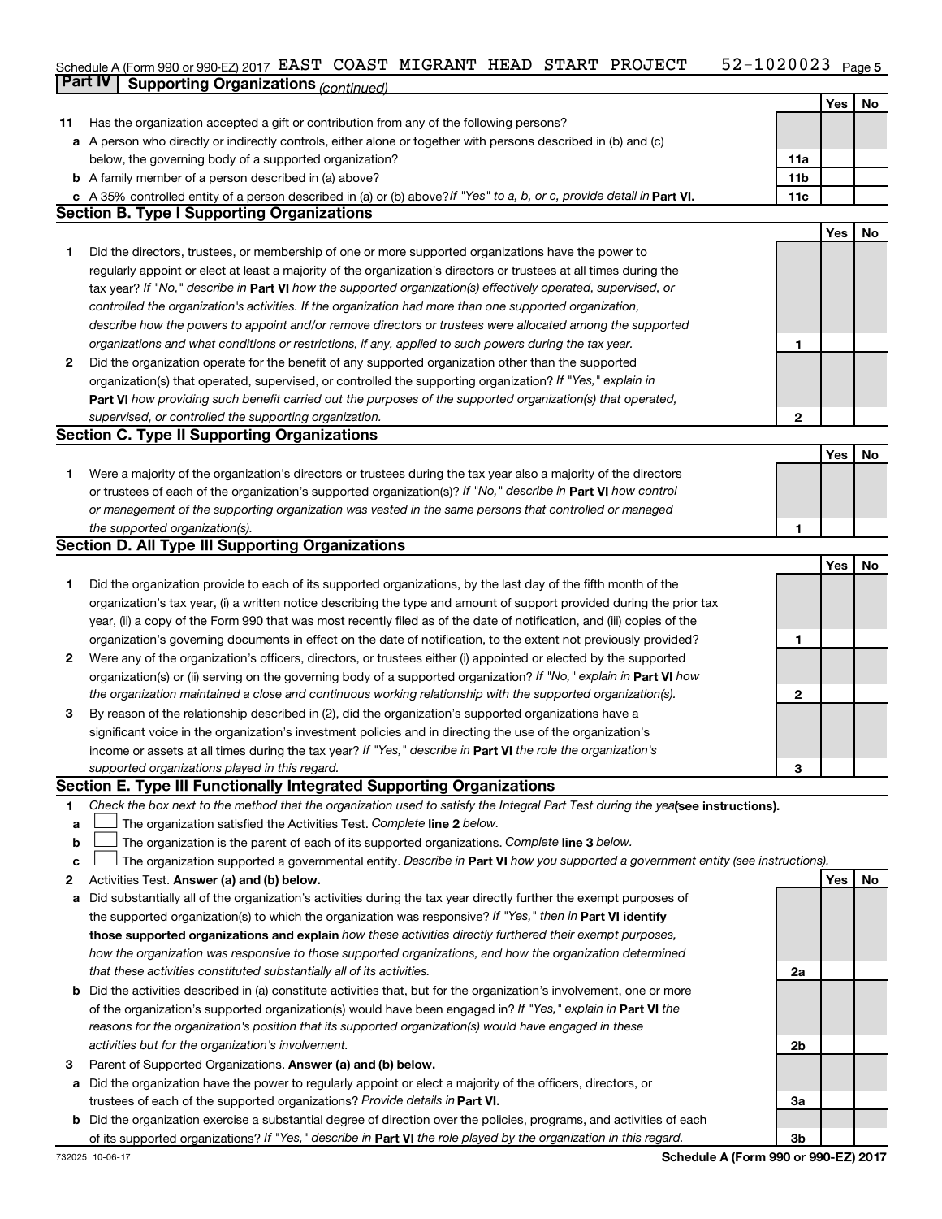Schedule A (Form 990 or 990-EZ) 2017 EAST COAST MIGRANT HEAD START PROJECT 52-1020023 Page 5

## Part IV Supporting Organizations *(continued)*

| | | | Yes | No |
|---|---|---|---|---|
| **11** | Has the organization accepted a gift or contribution from any of the following persons? | | | |
| **a** | A person who directly or indirectly controls, either alone or together with persons described in (b) and (c) below, the governing body of a supported organization? | **11a** | | |
| **b** | A family member of a person described in (a) above? | **11b** | | |
| **c** | A 35% controlled entity of a person described in (a) or (b) above? *If "Yes" to a, b, or c, provide detail in* **Part VI.** | **11c** | | |

### Section B. Type I Supporting Organizations

| | | | Yes | No |
|---|---|---|---|---|
| **1** | Did the directors, trustees, or membership of one or more supported organizations have the power to regularly appoint or elect at least a majority of the organization's directors or trustees at all times during the tax year? *If "No," describe in* **Part VI** *how the supported organization(s) effectively operated, supervised, or controlled the organization's activities. If the organization had more than one supported organization, describe how the powers to appoint and/or remove directors or trustees were allocated among the supported organizations and what conditions or restrictions, if any, applied to such powers during the tax year.* | **1** | | |
| **2** | Did the organization operate for the benefit of any supported organization other than the supported organization(s) that operated, supervised, or controlled the supporting organization? *If "Yes," explain in* **Part VI** *how providing such benefit carried out the purposes of the supported organization(s) that operated, supervised, or controlled the supporting organization.* | **2** | | |

### Section C. Type II Supporting Organizations

| | | | Yes | No |
|---|---|---|---|---|
| **1** | Were a majority of the organization's directors or trustees during the tax year also a majority of the directors or trustees of each of the organization's supported organization(s)? *If "No," describe in* **Part VI** *how control or management of the supporting organization was vested in the same persons that controlled or managed the supported organization(s).* | **1** | | |

### Section D. All Type III Supporting Organizations

| | | | Yes | No |
|---|---|---|---|---|
| **1** | Did the organization provide to each of its supported organizations, by the last day of the fifth month of the organization's tax year, (i) a written notice describing the type and amount of support provided during the prior tax year, (ii) a copy of the Form 990 that was most recently filed as of the date of notification, and (iii) copies of the organization's governing documents in effect on the date of notification, to the extent not previously provided? | **1** | | |
| **2** | Were any of the organization's officers, directors, or trustees either (i) appointed or elected by the supported organization(s) or (ii) serving on the governing body of a supported organization? *If "No," explain in* **Part VI** *how the organization maintained a close and continuous working relationship with the supported organization(s).* | **2** | | |
| **3** | By reason of the relationship described in (2), did the organization's supported organizations have a significant voice in the organization's investment policies and in directing the use of the organization's income or assets at all times during the tax year? *If "Yes," describe in* **Part VI** *the role the organization's supported organizations played in this regard.* | **3** | | |

### Section E. Type III Functionally Integrated Supporting Organizations

**1** *Check the box next to the method that the organization used to satisfy the Integral Part Test during the year* **(see instructions).**

- **a** ☐ The organization satisfied the Activities Test. *Complete* **line 2** *below.*
- **b** ☐ The organization is the parent of each of its supported organizations. *Complete* **line 3** *below.*
- **c** ☐ The organization supported a governmental entity. *Describe in* **Part VI** *how you supported a government entity (see instructions).*

| | | | Yes | No |
|---|---|---|---|---|
| **2** | Activities Test. **Answer (a) and (b) below.** | | | |
| **a** | Did substantially all of the organization's activities during the tax year directly further the exempt purposes of the supported organization(s) to which the organization was responsive? *If "Yes," then in* **Part VI identify those supported organizations and explain** *how these activities directly furthered their exempt purposes, how the organization was responsive to those supported organizations, and how the organization determined that these activities constituted substantially all of its activities.* | **2a** | | |
| **b** | Did the activities described in (a) constitute activities that, but for the organization's involvement, one or more of the organization's supported organization(s) would have been engaged in? *If "Yes," explain in* **Part VI** *the reasons for the organization's position that its supported organization(s) would have engaged in these activities but for the organization's involvement.* | **2b** | | |
| **3** | Parent of Supported Organizations. **Answer (a) and (b) below.** | | | |
| **a** | Did the organization have the power to regularly appoint or elect a majority of the officers, directors, or trustees of each of the supported organizations? *Provide details in* **Part VI.** | **3a** | | |
| **b** | Did the organization exercise a substantial degree of direction over the policies, programs, and activities of each of its supported organizations? *If "Yes," describe in* **Part VI** *the role played by the organization in this regard.* | **3b** | | |

732025 10-06-17 **Schedule A (Form 990 or 990-EZ) 2017**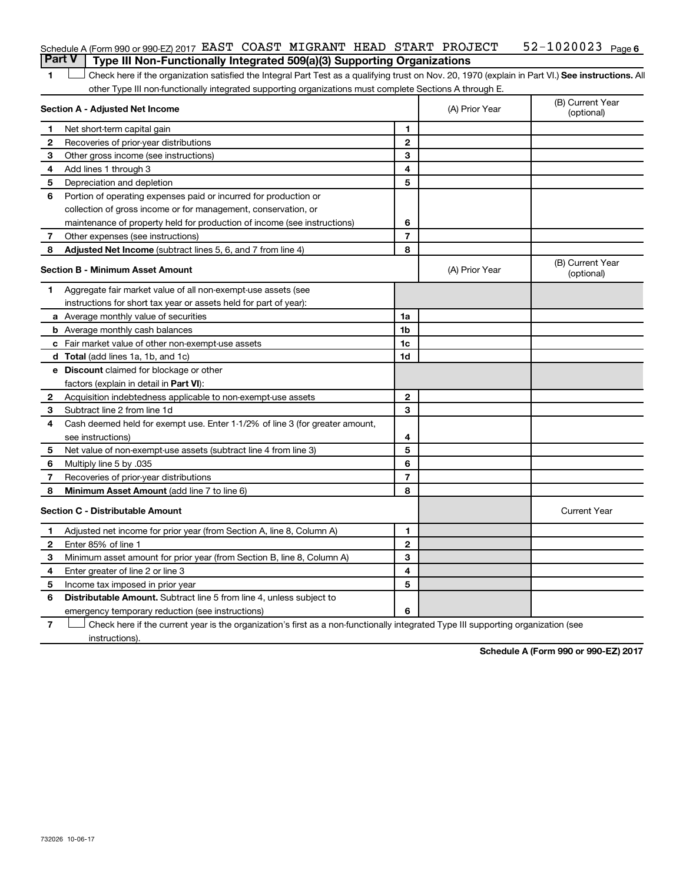Schedule A (Form 990 or 990-EZ) 2017 EAST COAST MIGRANT HEAD START PROJECT 52-1020023 Page 6

## Part V Type III Non-Functionally Integrated 509(a)(3) Supporting Organizations

1 ☐ Check here if the organization satisfied the Integral Part Test as a qualifying trust on Nov. 20, 1970 (explain in Part VI.) **See instructions.** All other Type III non-functionally integrated supporting organizations must complete Sections A through E.

| **Section A - Adjusted Net Income** | | | (A) Prior Year | (B) Current Year (optional) |
|---|---|---|---|---|
| 1 | Net short-term capital gain | 1 | | |
| 2 | Recoveries of prior-year distributions | 2 | | |
| 3 | Other gross income (see instructions) | 3 | | |
| 4 | Add lines 1 through 3 | 4 | | |
| 5 | Depreciation and depletion | 5 | | |
| 6 | Portion of operating expenses paid or incurred for production or collection of gross income or for management, conservation, or maintenance of property held for production of income (see instructions) | 6 | | |
| 7 | Other expenses (see instructions) | 7 | | |
| 8 | **Adjusted Net Income** (subtract lines 5, 6, and 7 from line 4) | 8 | | |

| **Section B - Minimum Asset Amount** | | | (A) Prior Year | (B) Current Year (optional) |
|---|---|---|---|---|
| 1 | Aggregate fair market value of all non-exempt-use assets (see instructions for short tax year or assets held for part of year): | | | |
| a | Average monthly value of securities | 1a | | |
| b | Average monthly cash balances | 1b | | |
| c | Fair market value of other non-exempt-use assets | 1c | | |
| d | **Total** (add lines 1a, 1b, and 1c) | 1d | | |
| e | **Discount** claimed for blockage or other factors (explain in detail in **Part VI**): | | | |
| 2 | Acquisition indebtedness applicable to non-exempt-use assets | 2 | | |
| 3 | Subtract line 2 from line 1d | 3 | | |
| 4 | Cash deemed held for exempt use. Enter 1-1/2% of line 3 (for greater amount, see instructions) | 4 | | |
| 5 | Net value of non-exempt-use assets (subtract line 4 from line 3) | 5 | | |
| 6 | Multiply line 5 by .035 | 6 | | |
| 7 | Recoveries of prior-year distributions | 7 | | |
| 8 | **Minimum Asset Amount** (add line 7 to line 6) | 8 | | |

| **Section C - Distributable Amount** | | | | Current Year |
|---|---|---|---|---|
| 1 | Adjusted net income for prior year (from Section A, line 8, Column A) | 1 | | |
| 2 | Enter 85% of line 1 | 2 | | |
| 3 | Minimum asset amount for prior year (from Section B, line 8, Column A) | 3 | | |
| 4 | Enter greater of line 2 or line 3 | 4 | | |
| 5 | Income tax imposed in prior year | 5 | | |
| 6 | **Distributable Amount.** Subtract line 5 from line 4, unless subject to emergency temporary reduction (see instructions) | 6 | | |

7 ☐ Check here if the current year is the organization's first as a non-functionally integrated Type III supporting organization (see instructions).

**Schedule A (Form 990 or 990-EZ) 2017**

732026 10-06-17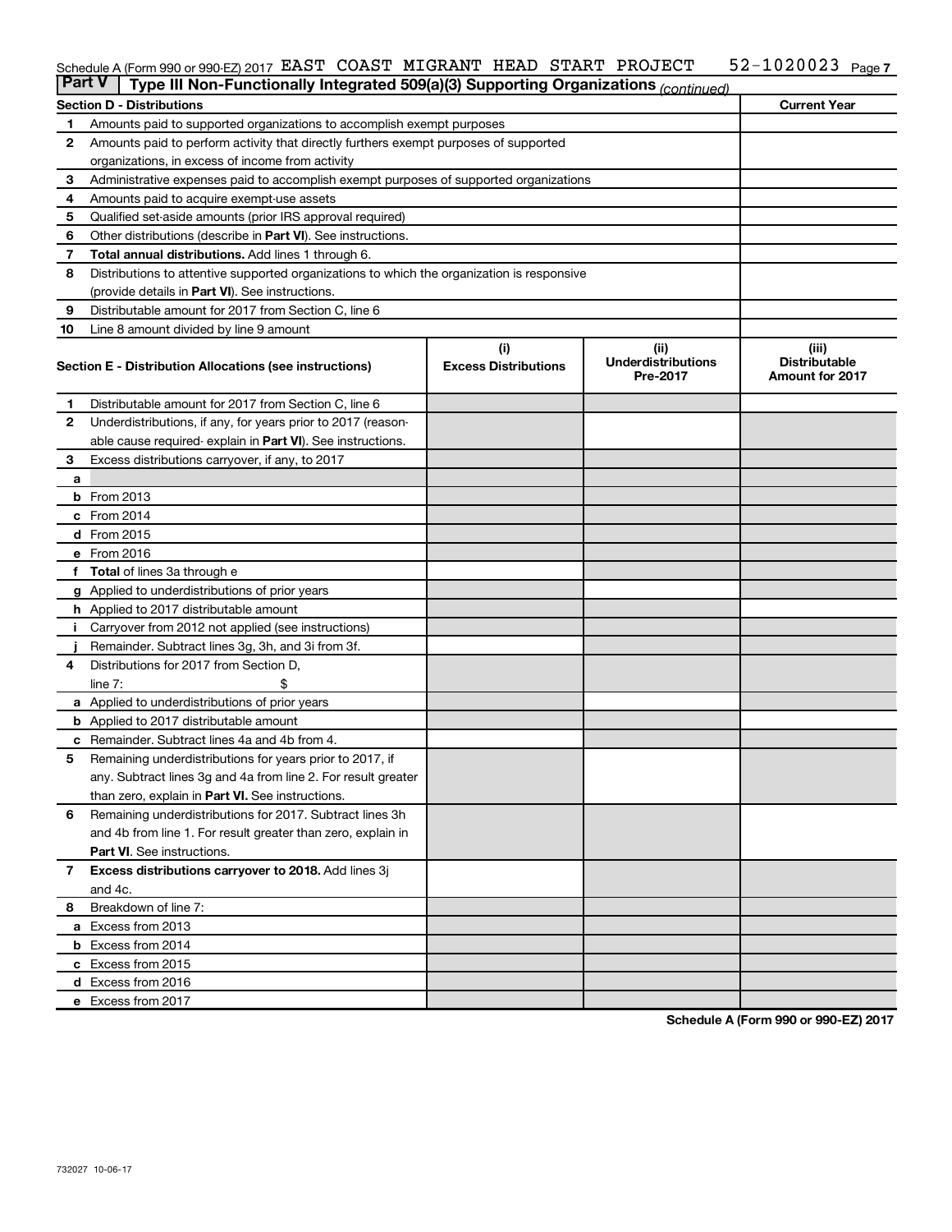Schedule A (Form 990 or 990-EZ) 2017 EAST COAST MIGRANT HEAD START PROJECT 52-1020023

## Part V | Type III Non-Functionally Integrated 509(a)(3) Supporting Organizations *(continued)*

| Section D - Distributions | | Current Year |
|---|---|---|
| 1 | Amounts paid to supported organizations to accomplish exempt purposes | |
| 2 | Amounts paid to perform activity that directly furthers exempt purposes of supported organizations, in excess of income from activity | |
| 3 | Administrative expenses paid to accomplish exempt purposes of supported organizations | |
| 4 | Amounts paid to acquire exempt-use assets | |
| 5 | Qualified set-aside amounts (prior IRS approval required) | |
| 6 | Other distributions (describe in **Part VI**). See instructions. | |
| 7 | **Total annual distributions.** Add lines 1 through 6. | |
| 8 | Distributions to attentive supported organizations to which the organization is responsive (provide details in **Part VI**). See instructions. | |
| 9 | Distributable amount for 2017 from Section C, line 6 | |
| 10 | Line 8 amount divided by line 9 amount | |

| Section E - Distribution Allocations (see instructions) | (i) Excess Distributions | (ii) Underdistributions Pre-2017 | (iii) Distributable Amount for 2017 |
|---|---|---|---|
| **1** Distributable amount for 2017 from Section C, line 6 | | | |
| **2** Underdistributions, if any, for years prior to 2017 (reasonable cause required- explain in **Part VI**). See instructions. | | | |
| **3** Excess distributions carryover, if any, to 2017 | | | |
| **a** | | | |
| **b** From 2013 | | | |
| **c** From 2014 | | | |
| **d** From 2015 | | | |
| **e** From 2016 | | | |
| **f** **Total** of lines 3a through e | | | |
| **g** Applied to underdistributions of prior years | | | |
| **h** Applied to 2017 distributable amount | | | |
| **i** Carryover from 2012 not applied (see instructions) | | | |
| **j** Remainder. Subtract lines 3g, 3h, and 3i from 3f. | | | |
| **4** Distributions for 2017 from Section D, line 7: $ | | | |
| **a** Applied to underdistributions of prior years | | | |
| **b** Applied to 2017 distributable amount | | | |
| **c** Remainder. Subtract lines 4a and 4b from 4. | | | |
| **5** Remaining underdistributions for years prior to 2017, if any. Subtract lines 3g and 4a from line 2. For result greater than zero, explain in **Part VI.** See instructions. | | | |
| **6** Remaining underdistributions for 2017. Subtract lines 3h and 4b from line 1. For result greater than zero, explain in **Part VI**. See instructions. | | | |
| **7** **Excess distributions carryover to 2018.** Add lines 3j and 4c. | | | |
| **8** Breakdown of line 7: | | | |
| **a** Excess from 2013 | | | |
| **b** Excess from 2014 | | | |
| **c** Excess from 2015 | | | |
| **d** Excess from 2016 | | | |
| **e** Excess from 2017 | | | |

**Schedule A (Form 990 or 990-EZ) 2017**

732027 10-06-17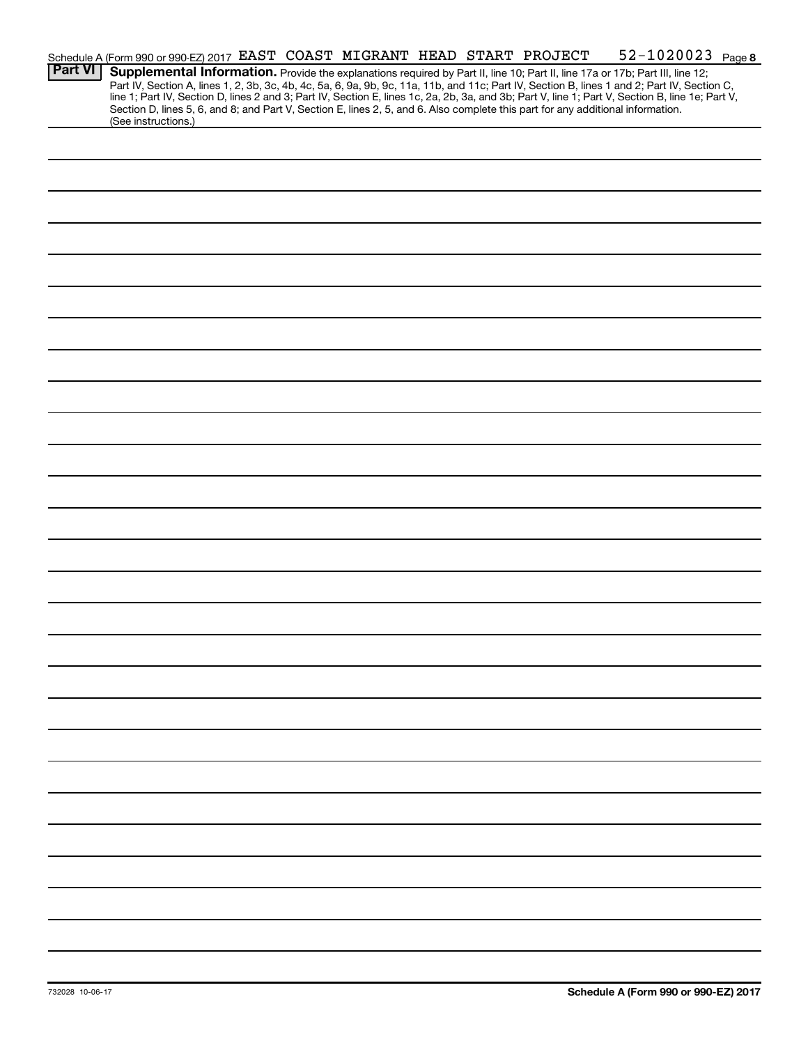Schedule A (Form 990 or 990-EZ) 2017 EAST COAST MIGRANT HEAD START PROJECT 52-1020023 Page **8**

## Part VI Supplemental Information.

Provide the explanations required by Part II, line 10; Part II, line 17a or 17b; Part III, line 12; Part IV, Section A, lines 1, 2, 3b, 3c, 4b, 4c, 5a, 6, 9a, 9b, 9c, 11a, 11b, and 11c; Part IV, Section B, lines 1 and 2; Part IV, Section C, line 1; Part IV, Section D, lines 2 and 3; Part IV, Section E, lines 1c, 2a, 2b, 3a, and 3b; Part V, line 1; Part V, Section B, line 1e; Part V, Section D, lines 5, 6, and 8; and Part V, Section E, lines 2, 5, and 6. Also complete this part for any additional information. (See instructions.)

732028 10-06-17

**Schedule A (Form 990 or 990-EZ) 2017**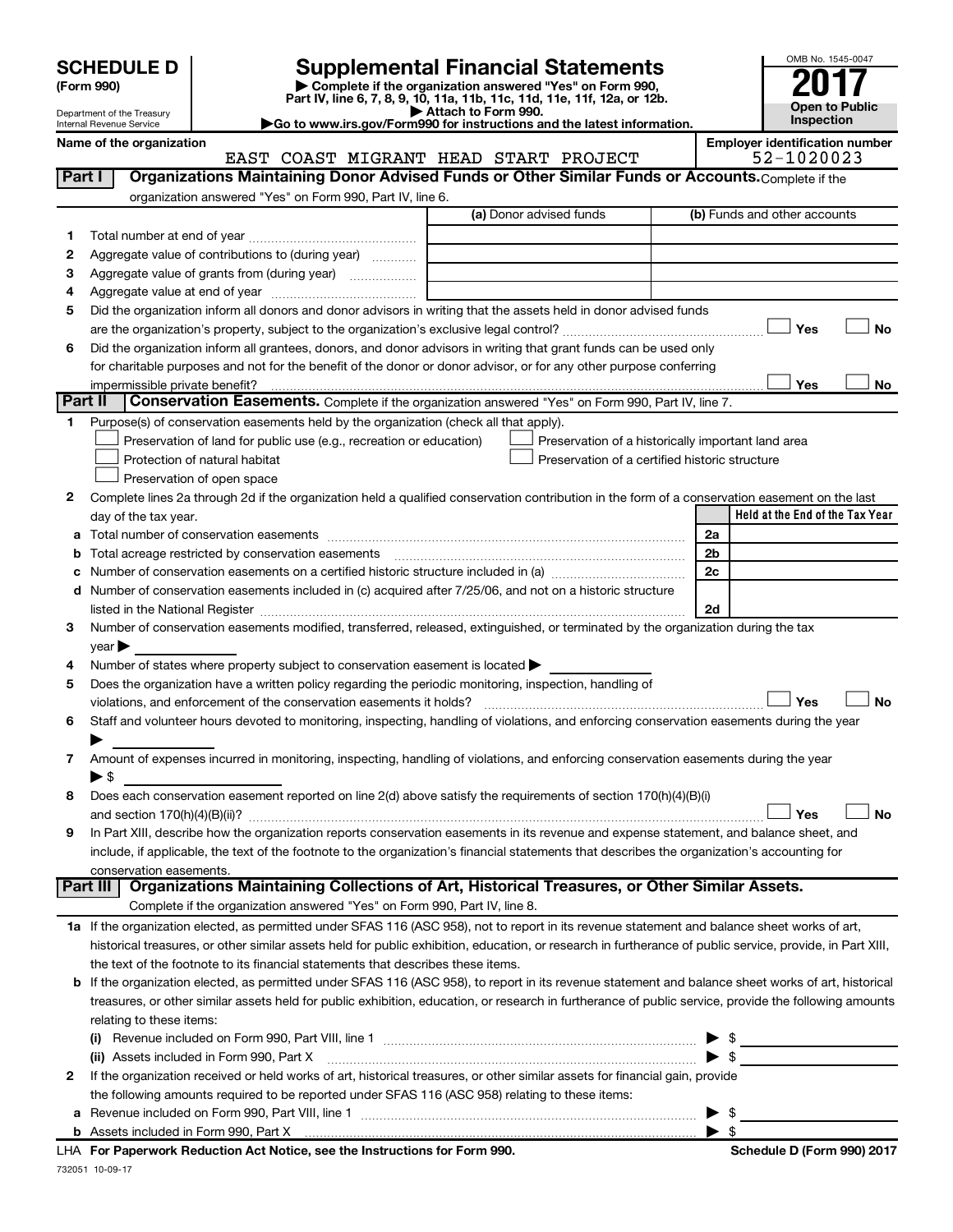**SCHEDULE D (Form 990)**

Department of the Treasury
Internal Revenue Service

# Supplemental Financial Statements

▶ Complete if the organization answered "Yes" on Form 990, Part IV, line 6, 7, 8, 9, 10, 11a, 11b, 11c, 11d, 11e, 11f, 12a, or 12b.
▶ Attach to Form 990.
▶Go to www.irs.gov/Form990 for instructions and the latest information.

OMB No. 1545-0047

**2017**

**Open to Public Inspection**

**Name of the organization:** EAST COAST MIGRANT HEAD START PROJECT

**Employer identification number:** 52-1020023

## Part I — Organizations Maintaining Donor Advised Funds or Other Similar Funds or Accounts.

Complete if the organization answered "Yes" on Form 990, Part IV, line 6.

| | | (a) Donor advised funds | (b) Funds and other accounts |
|---|---|---|---|
| 1 | Total number at end of year | | |
| 2 | Aggregate value of contributions to (during year) | | |
| 3 | Aggregate value of grants from (during year) | | |
| 4 | Aggregate value at end of year | | |

5 Did the organization inform all donors and donor advisors in writing that the assets held in donor advised funds are the organization's property, subject to the organization's exclusive legal control? ☐ Yes ☐ No

6 Did the organization inform all grantees, donors, and donor advisors in writing that grant funds can be used only for charitable purposes and not for the benefit of the donor or donor advisor, or for any other purpose conferring impermissible private benefit? ☐ Yes ☐ No

## Part II — Conservation Easements.

Complete if the organization answered "Yes" on Form 990, Part IV, line 7.

1 Purpose(s) of conservation easements held by the organization (check all that apply).

- ☐ Preservation of land for public use (e.g., recreation or education)
- ☐ Protection of natural habitat
- ☐ Preservation of open space
- ☐ Preservation of a historically important land area
- ☐ Preservation of a certified historic structure

2 Complete lines 2a through 2d if the organization held a qualified conservation contribution in the form of a conservation easement on the last day of the tax year.

| | | | Held at the End of the Tax Year |
|---|---|---|---|
| a | Total number of conservation easements | 2a | |
| b | Total acreage restricted by conservation easements | 2b | |
| c | Number of conservation easements on a certified historic structure included in (a) | 2c | |
| d | Number of conservation easements included in (c) acquired after 7/25/06, and not on a historic structure listed in the National Register | 2d | |

3 Number of conservation easements modified, transferred, released, extinguished, or terminated by the organization during the tax year ▶

4 Number of states where property subject to conservation easement is located ▶

5 Does the organization have a written policy regarding the periodic monitoring, inspection, handling of violations, and enforcement of the conservation easements it holds? ☐ Yes ☐ No

6 Staff and volunteer hours devoted to monitoring, inspecting, handling of violations, and enforcing conservation easements during the year ▶

7 Amount of expenses incurred in monitoring, inspecting, handling of violations, and enforcing conservation easements during the year ▶ $

8 Does each conservation easement reported on line 2(d) above satisfy the requirements of section 170(h)(4)(B)(i) and section 170(h)(4)(B)(ii)? ☐ Yes ☐ No

9 In Part XIII, describe how the organization reports conservation easements in its revenue and expense statement, and balance sheet, and include, if applicable, the text of the footnote to the organization's financial statements that describes the organization's accounting for conservation easements.

## Part III — Organizations Maintaining Collections of Art, Historical Treasures, or Other Similar Assets.

Complete if the organization answered "Yes" on Form 990, Part IV, line 8.

1a If the organization elected, as permitted under SFAS 116 (ASC 958), not to report in its revenue statement and balance sheet works of art, historical treasures, or other similar assets held for public exhibition, education, or research in furtherance of public service, provide, in Part XIII, the text of the footnote to its financial statements that describes these items.

b If the organization elected, as permitted under SFAS 116 (ASC 958), to report in its revenue statement and balance sheet works of art, historical treasures, or other similar assets held for public exhibition, education, or research in furtherance of public service, provide the following amounts relating to these items:

(i) Revenue included on Form 990, Part VIII, line 1 ▶ $

(ii) Assets included in Form 990, Part X ▶ $

2 If the organization received or held works of art, historical treasures, or other similar assets for financial gain, provide the following amounts required to be reported under SFAS 116 (ASC 958) relating to these items:

a Revenue included on Form 990, Part VIII, line 1 ▶ $

b Assets included in Form 990, Part X ▶ $

LHA For Paperwork Reduction Act Notice, see the Instructions for Form 990. — Schedule D (Form 990) 2017

732051 10-09-17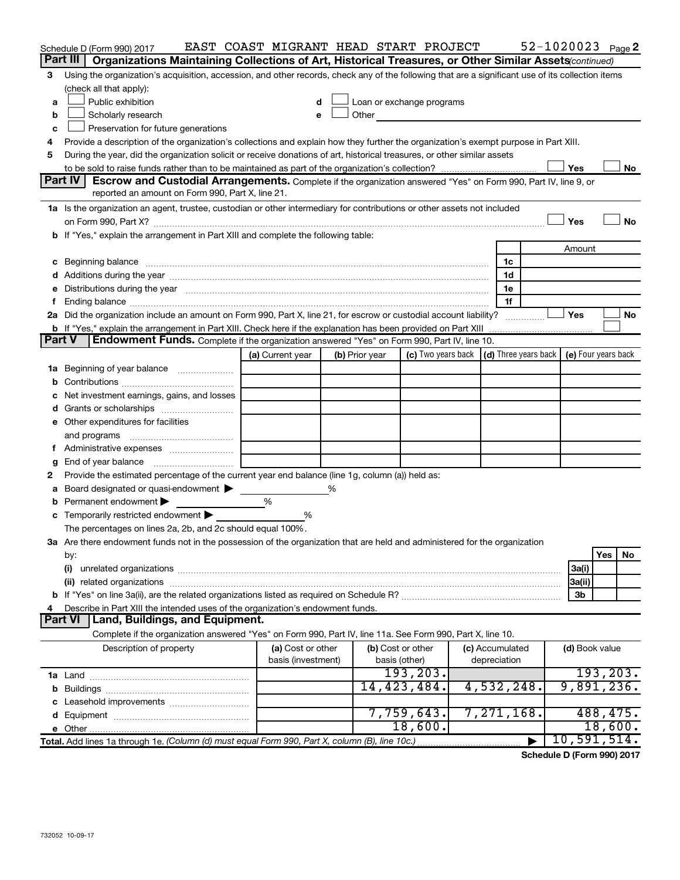Schedule D (Form 990) 2017 EAST COAST MIGRANT HEAD START PROJECT 52-1020023 Page 2

**Part III | Organizations Maintaining Collections of Art, Historical Treasures, or Other Similar Assets** *(continued)*

3 Using the organization's acquisition, accession, and other records, check any of the following that are a significant use of its collection items (check all that apply):

a ☐ Public exhibition
b ☐ Scholarly research
c ☐ Preservation for future generations
d ☐ Loan or exchange programs
e ☐ Other

4 Provide a description of the organization's collections and explain how they further the organization's exempt purpose in Part XIII.

5 During the year, did the organization solicit or receive donations of art, historical treasures, or other similar assets to be sold to raise funds rather than to be maintained as part of the organization's collection? ☐ Yes ☐ No

**Part IV | Escrow and Custodial Arrangements.** Complete if the organization answered "Yes" on Form 990, Part IV, line 9, or reported an amount on Form 990, Part X, line 21.

1a Is the organization an agent, trustee, custodian or other intermediary for contributions or other assets not included on Form 990, Part X? ☐ Yes ☐ No

b If "Yes," explain the arrangement in Part XIII and complete the following table:

| | | Amount |
|---|---|---|
| c Beginning balance | 1c | |
| d Additions during the year | 1d | |
| e Distributions during the year | 1e | |
| f Ending balance | 1f | |

2a Did the organization include an amount on Form 990, Part X, line 21, for escrow or custodial account liability? ☐ Yes ☐ No

b If "Yes," explain the arrangement in Part XIII. Check here if the explanation has been provided on Part XIII ☐

**Part V | Endowment Funds.** Complete if the organization answered "Yes" on Form 990, Part IV, line 10.

| | (a) Current year | (b) Prior year | (c) Two years back | (d) Three years back | (e) Four years back |
|---|---|---|---|---|---|
| 1a Beginning of year balance | | | | | |
| b Contributions | | | | | |
| c Net investment earnings, gains, and losses | | | | | |
| d Grants or scholarships | | | | | |
| e Other expenditures for facilities and programs | | | | | |
| f Administrative expenses | | | | | |
| g End of year balance | | | | | |

2 Provide the estimated percentage of the current year end balance (line 1g, column (a)) held as:

a Board designated or quasi-endowment ▶ %
b Permanent endowment ▶ %
c Temporarily restricted endowment ▶ %

The percentages on lines 2a, 2b, and 2c should equal 100%.

3a Are there endowment funds not in the possession of the organization that are held and administered for the organization by:

| | | Yes | No |
|---|---|---|---|
| (i) unrelated organizations | 3a(i) | | |
| (ii) related organizations | 3a(ii) | | |
| b If "Yes" on line 3a(ii), are the related organizations listed as required on Schedule R? | 3b | | |

4 Describe in Part XIII the intended uses of the organization's endowment funds.

**Part VI | Land, Buildings, and Equipment.**

Complete if the organization answered "Yes" on Form 990, Part IV, line 11a. See Form 990, Part X, line 10.

| Description of property | (a) Cost or other basis (investment) | (b) Cost or other basis (other) | (c) Accumulated depreciation | (d) Book value |
|---|---|---|---|---|
| 1a Land | | 193,203. | | 193,203. |
| b Buildings | | 14,423,484. | 4,532,248. | 9,891,236. |
| c Leasehold improvements | | | | |
| d Equipment | | 7,759,643. | 7,271,168. | 488,475. |
| e Other | | 18,600. | | 18,600. |
| **Total.** Add lines 1a through 1e. *(Column (d) must equal Form 990, Part X, column (B), line 10c.)* | | | ▶ | 10,591,514. |

**Schedule D (Form 990) 2017**

732052 10-09-17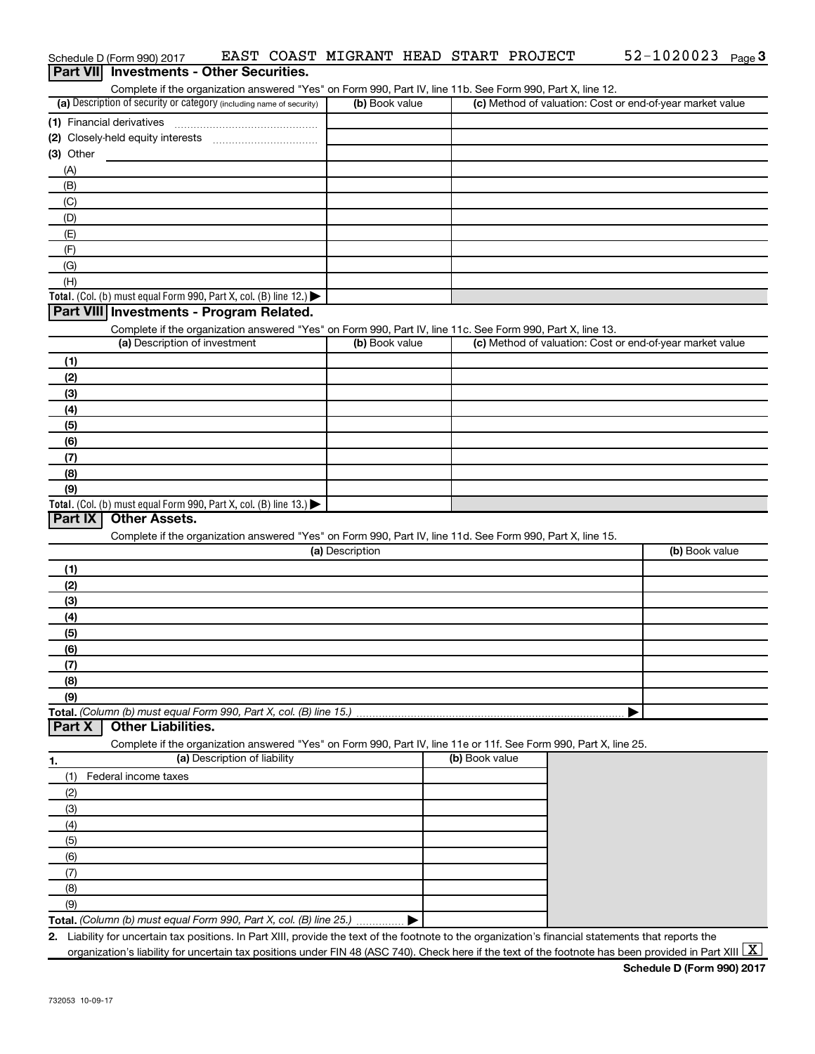Schedule D (Form 990) 2017 EAST COAST MIGRANT HEAD START PROJECT 52-1020023

## Part VII Investments - Other Securities.

Complete if the organization answered "Yes" on Form 990, Part IV, line 11b. See Form 990, Part X, line 12.

| (a) Description of security or category (including name of security) | (b) Book value | (c) Method of valuation: Cost or end-of-year market value |
|---|---|---|
| (1) Financial derivatives | | |
| (2) Closely-held equity interests | | |
| (3) Other | | |
| (A) | | |
| (B) | | |
| (C) | | |
| (D) | | |
| (E) | | |
| (F) | | |
| (G) | | |
| (H) | | |
| Total. (Col. (b) must equal Form 990, Part X, col. (B) line 12.) | | |

## Part VIII Investments - Program Related.

Complete if the organization answered "Yes" on Form 990, Part IV, line 11c. See Form 990, Part X, line 13.

| (a) Description of investment | (b) Book value | (c) Method of valuation: Cost or end-of-year market value |
|---|---|---|
| (1) | | |
| (2) | | |
| (3) | | |
| (4) | | |
| (5) | | |
| (6) | | |
| (7) | | |
| (8) | | |
| (9) | | |
| Total. (Col. (b) must equal Form 990, Part X, col. (B) line 13.) | | |

## Part IX Other Assets.

Complete if the organization answered "Yes" on Form 990, Part IV, line 11d. See Form 990, Part X, line 15.

| (a) Description | (b) Book value |
|---|---|
| (1) | |
| (2) | |
| (3) | |
| (4) | |
| (5) | |
| (6) | |
| (7) | |
| (8) | |
| (9) | |
| Total. (Column (b) must equal Form 990, Part X, col. (B) line 15.) | |

## Part X Other Liabilities.

Complete if the organization answered "Yes" on Form 990, Part IV, line 11e or 11f. See Form 990, Part X, line 25.

| 1. (a) Description of liability | (b) Book value |
|---|---|
| (1) Federal income taxes | |
| (2) | |
| (3) | |
| (4) | |
| (5) | |
| (6) | |
| (7) | |
| (8) | |
| (9) | |
| Total. (Column (b) must equal Form 990, Part X, col. (B) line 25.) | |

2. Liability for uncertain tax positions. In Part XIII, provide the text of the footnote to the organization's financial statements that reports the organization's liability for uncertain tax positions under FIN 48 (ASC 740). Check here if the text of the footnote has been provided in Part XIII [X]

Schedule D (Form 990) 2017

732053 10-09-17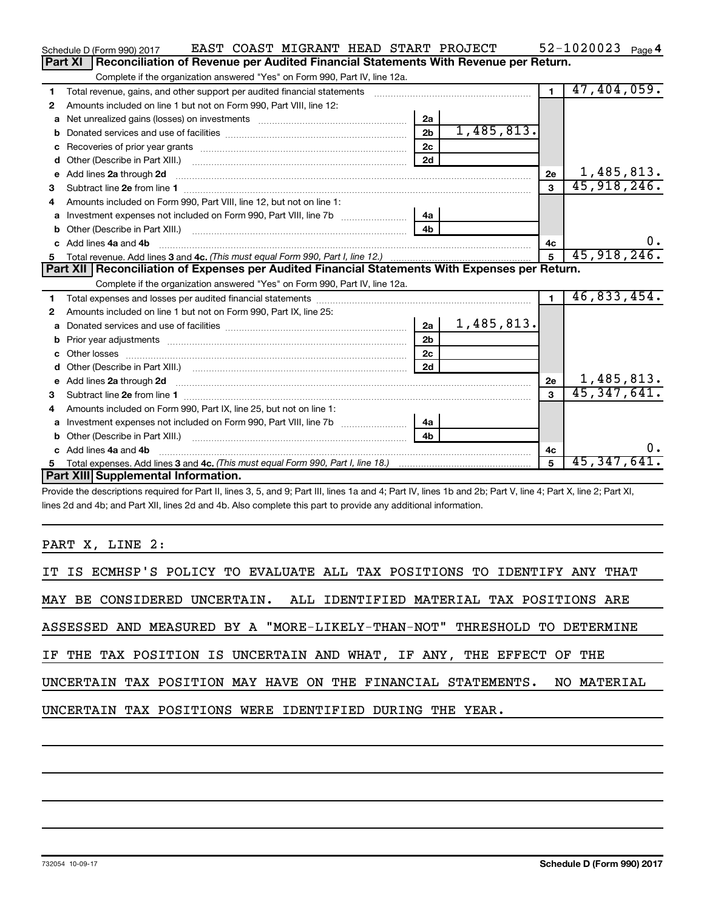Schedule D (Form 990) 2017 EAST COAST MIGRANT HEAD START PROJECT 52-1020023 Page 4

## Part XI Reconciliation of Revenue per Audited Financial Statements With Revenue per Return.

Complete if the organization answered "Yes" on Form 990, Part IV, line 12a.

| | | | | | |
|---|---|---|---|---|---|
| 1 | Total revenue, gains, and other support per audited financial statements | | | 1 | 47,404,059. |
| 2 | Amounts included on line 1 but not on Form 990, Part VIII, line 12: | | | | |
| a | Net unrealized gains (losses) on investments | 2a | | | |
| b | Donated services and use of facilities | 2b | 1,485,813. | | |
| c | Recoveries of prior year grants | 2c | | | |
| d | Other (Describe in Part XIII.) | 2d | | | |
| e | Add lines 2a through 2d | | | 2e | 1,485,813. |
| 3 | Subtract line 2e from line 1 | | | 3 | 45,918,246. |
| 4 | Amounts included on Form 990, Part VIII, line 12, but not on line 1: | | | | |
| a | Investment expenses not included on Form 990, Part VIII, line 7b | 4a | | | |
| b | Other (Describe in Part XIII.) | 4b | | | |
| c | Add lines 4a and 4b | | | 4c | 0. |
| 5 | Total revenue. Add lines 3 and 4c. *(This must equal Form 990, Part I, line 12.)* | | | 5 | 45,918,246. |

## Part XII Reconciliation of Expenses per Audited Financial Statements With Expenses per Return.

Complete if the organization answered "Yes" on Form 990, Part IV, line 12a.

| | | | | | |
|---|---|---|---|---|---|
| 1 | Total expenses and losses per audited financial statements | | | 1 | 46,833,454. |
| 2 | Amounts included on line 1 but not on Form 990, Part IX, line 25: | | | | |
| a | Donated services and use of facilities | 2a | 1,485,813. | | |
| b | Prior year adjustments | 2b | | | |
| c | Other losses | 2c | | | |
| d | Other (Describe in Part XIII.) | 2d | | | |
| e | Add lines 2a through 2d | | | 2e | 1,485,813. |
| 3 | Subtract line 2e from line 1 | | | 3 | 45,347,641. |
| 4 | Amounts included on Form 990, Part IX, line 25, but not on line 1: | | | | |
| a | Investment expenses not included on Form 990, Part VIII, line 7b | 4a | | | |
| b | Other (Describe in Part XIII.) | 4b | | | |
| c | Add lines 4a and 4b | | | 4c | 0. |
| 5 | Total expenses. Add lines 3 and 4c. *(This must equal Form 990, Part I, line 18.)* | | | 5 | 45,347,641. |

## Part XIII Supplemental Information.

Provide the descriptions required for Part II, lines 3, 5, and 9; Part III, lines 1a and 4; Part IV, lines 1b and 2b; Part V, line 4; Part X, line 2; Part XI, lines 2d and 4b; and Part XII, lines 2d and 4b. Also complete this part to provide any additional information.

PART X, LINE 2:

IT IS ECMHSP'S POLICY TO EVALUATE ALL TAX POSITIONS TO IDENTIFY ANY THAT MAY BE CONSIDERED UNCERTAIN. ALL IDENTIFIED MATERIAL TAX POSITIONS ARE ASSESSED AND MEASURED BY A "MORE-LIKELY-THAN-NOT" THRESHOLD TO DETERMINE IF THE TAX POSITION IS UNCERTAIN AND WHAT, IF ANY, THE EFFECT OF THE UNCERTAIN TAX POSITION MAY HAVE ON THE FINANCIAL STATEMENTS. NO MATERIAL UNCERTAIN TAX POSITIONS WERE IDENTIFIED DURING THE YEAR.

732054 10-09-17 Schedule D (Form 990) 2017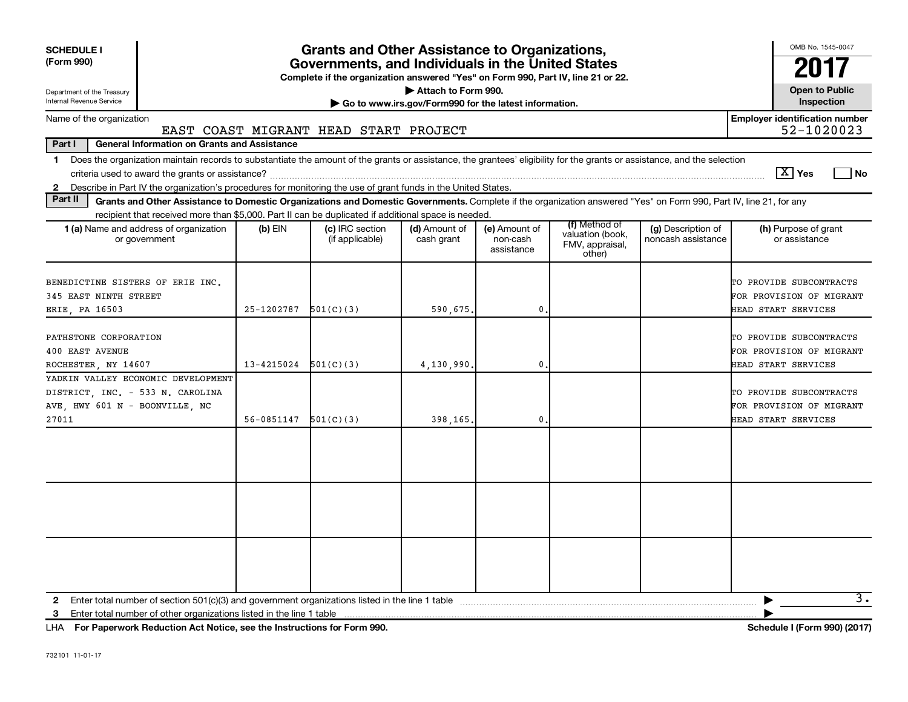**SCHEDULE I (Form 990)**

Department of the Treasury
Internal Revenue Service

# Grants and Other Assistance to Organizations, Governments, and Individuals in the United States

**Complete if the organization answered "Yes" on Form 990, Part IV, line 21 or 22.**

**▶ Attach to Form 990.**

**▶ Go to www.irs.gov/Form990 for the latest information.**

OMB No. 1545-0047

**2017**

**Open to Public Inspection**

Name of the organization: EAST COAST MIGRANT HEAD START PROJECT

Employer identification number: 52-1020023

**Part I — General Information on Grants and Assistance**

1 Does the organization maintain records to substantiate the amount of the grants or assistance, the grantees' eligibility for the grants or assistance, and the selection criteria used to award the grants or assistance? [X] Yes [ ] No

2 Describe in Part IV the organization's procedures for monitoring the use of grant funds in the United States.

**Part II — Grants and Other Assistance to Domestic Organizations and Domestic Governments.** Complete if the organization answered "Yes" on Form 990, Part IV, line 21, for any recipient that received more than $5,000. Part II can be duplicated if additional space is needed.

| 1 (a) Name and address of organization or government | (b) EIN | (c) IRC section (if applicable) | (d) Amount of cash grant | (e) Amount of non-cash assistance | (f) Method of valuation (book, FMV, appraisal, other) | (g) Description of noncash assistance | (h) Purpose of grant or assistance |
|---|---|---|---|---|---|---|---|
| BENEDICTINE SISTERS OF ERIE INC. 345 EAST NINTH STREET ERIE, PA 16503 | 25-1202787 | 501(C)(3) | 590,675. | 0. | | | TO PROVIDE SUBCONTRACTS FOR PROVISION OF MIGRANT HEAD START SERVICES |
| PATHSTONE CORPORATION 400 EAST AVENUE ROCHESTER, NY 14607 | 13-4215024 | 501(C)(3) | 4,130,990. | 0. | | | TO PROVIDE SUBCONTRACTS FOR PROVISION OF MIGRANT HEAD START SERVICES |
| YADKIN VALLEY ECONOMIC DEVELOPMENT DISTRICT, INC. - 533 N. CAROLINA AVE, HWY 601 N - BOONVILLE, NC 27011 | 56-0851147 | 501(C)(3) | 398,165. | 0. | | | TO PROVIDE SUBCONTRACTS FOR PROVISION OF MIGRANT HEAD START SERVICES |
| | | | | | | | |
| | | | | | | | |
| | | | | | | | |

2 Enter total number of section 501(c)(3) and government organizations listed in the line 1 table ▶ 3.

3 Enter total number of other organizations listed in the line 1 table ▶

LHA **For Paperwork Reduction Act Notice, see the Instructions for Form 990.** **Schedule I (Form 990) (2017)**

732101 11-01-17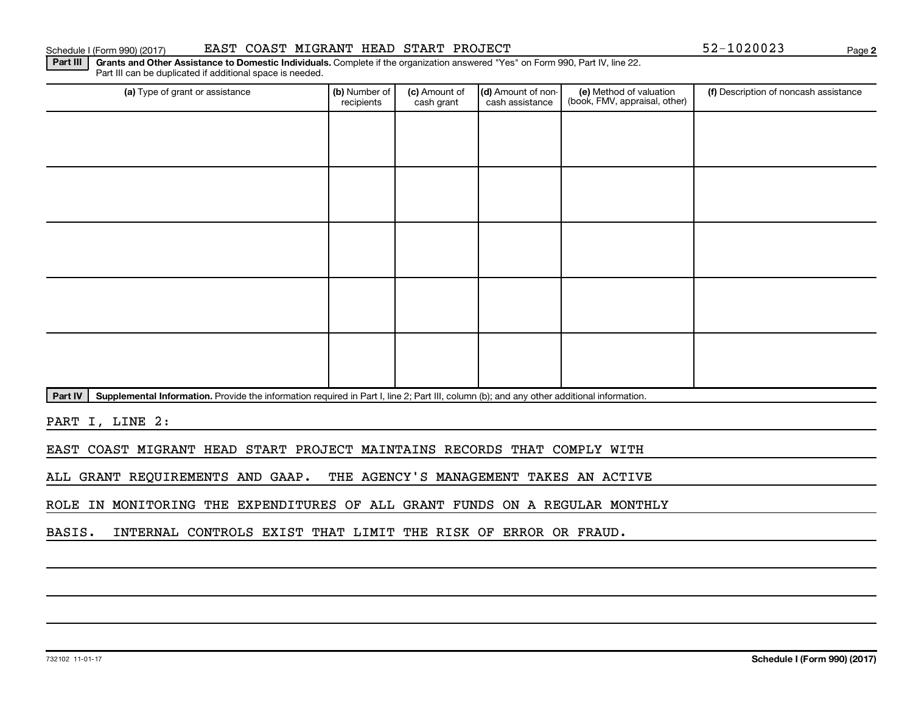Schedule I (Form 990) (2017) EAST COAST MIGRANT HEAD START PROJECT 52-1020023

**Part III** **Grants and Other Assistance to Domestic Individuals.** Complete if the organization answered "Yes" on Form 990, Part IV, line 22. Part III can be duplicated if additional space is needed.

| (a) Type of grant or assistance | (b) Number of recipients | (c) Amount of cash grant | (d) Amount of non-cash assistance | (e) Method of valuation (book, FMV, appraisal, other) | (f) Description of noncash assistance |
|---|---|---|---|---|---|
| | | | | | |
| | | | | | |
| | | | | | |
| | | | | | |
| | | | | | |

**Part IV** **Supplemental Information.** Provide the information required in Part I, line 2; Part III, column (b); and any other additional information.

PART I, LINE 2:

EAST COAST MIGRANT HEAD START PROJECT MAINTAINS RECORDS THAT COMPLY WITH ALL GRANT REQUIREMENTS AND GAAP. THE AGENCY'S MANAGEMENT TAKES AN ACTIVE ROLE IN MONITORING THE EXPENDITURES OF ALL GRANT FUNDS ON A REGULAR MONTHLY BASIS. INTERNAL CONTROLS EXIST THAT LIMIT THE RISK OF ERROR OR FRAUD.

732102 11-01-17 **Schedule I (Form 990) (2017)**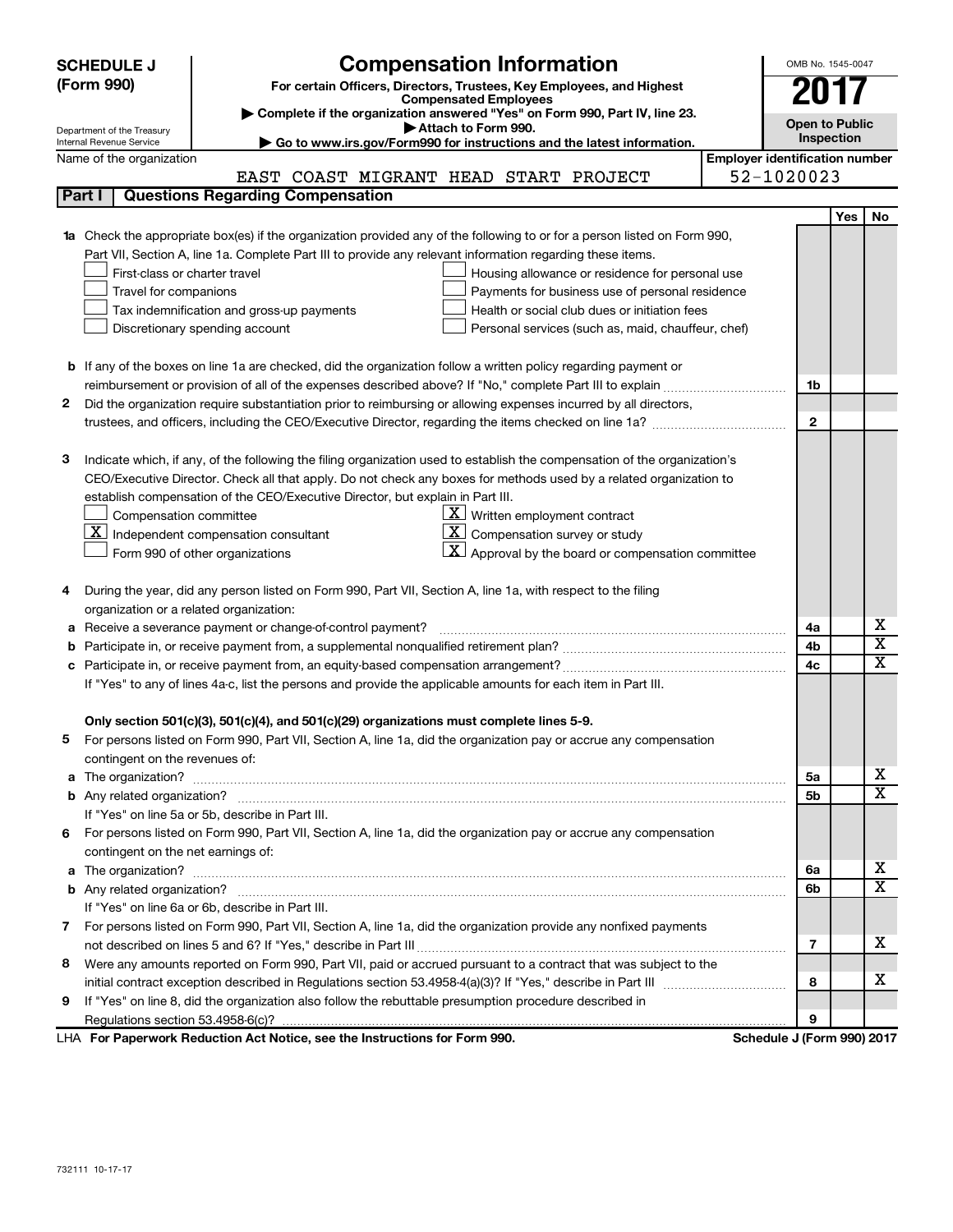# SCHEDULE J (Form 990)

## Compensation Information

**For certain Officers, Directors, Trustees, Key Employees, and Highest Compensated Employees**

▶ Complete if the organization answered "Yes" on Form 990, Part IV, line 23.

▶ Attach to Form 990.

▶ Go to www.irs.gov/Form990 for instructions and the latest information.

OMB No. 1545-0047

**2017**

**Open to Public Inspection**

Department of the Treasury
Internal Revenue Service

Name of the organization: EAST COAST MIGRANT HEAD START PROJECT

Employer identification number: 52-1020023

### Part I — Questions Regarding Compensation

| | | | Yes | No |
|---|---|---|---|---|
| **1a** | Check the appropriate box(es) if the organization provided any of the following to or for a person listed on Form 990, Part VII, Section A, line 1a. Complete Part III to provide any relevant information regarding these items.<br>☐ First-class or charter travel ☐ Housing allowance or residence for personal use<br>☐ Travel for companions ☐ Payments for business use of personal residence<br>☐ Tax indemnification and gross-up payments ☐ Health or social club dues or initiation fees<br>☐ Discretionary spending account ☐ Personal services (such as, maid, chauffeur, chef) | | | |
| **b** | If any of the boxes on line 1a are checked, did the organization follow a written policy regarding payment or reimbursement or provision of all of the expenses described above? If "No," complete Part III to explain | 1b | | |
| **2** | Did the organization require substantiation prior to reimbursing or allowing expenses incurred by all directors, trustees, and officers, including the CEO/Executive Director, regarding the items checked on line 1a? | 2 | | |
| **3** | Indicate which, if any, of the following the filing organization used to establish the compensation of the organization's CEO/Executive Director. Check all that apply. Do not check any boxes for methods used by a related organization to establish compensation of the CEO/Executive Director, but explain in Part III.<br>☐ Compensation committee ☒ Written employment contract<br>☒ Independent compensation consultant ☒ Compensation survey or study<br>☐ Form 990 of other organizations ☒ Approval by the board or compensation committee | | | |
| **4** | During the year, did any person listed on Form 990, Part VII, Section A, line 1a, with respect to the filing organization or a related organization: | | | |
| **a** | Receive a severance payment or change-of-control payment? | 4a | | X |
| **b** | Participate in, or receive payment from, a supplemental nonqualified retirement plan? | 4b | | X |
| **c** | Participate in, or receive payment from, an equity-based compensation arrangement? | 4c | | X |
| | If "Yes" to any of lines 4a-c, list the persons and provide the applicable amounts for each item in Part III. | | | |
| | **Only section 501(c)(3), 501(c)(4), and 501(c)(29) organizations must complete lines 5-9.** | | | |
| **5** | For persons listed on Form 990, Part VII, Section A, line 1a, did the organization pay or accrue any compensation contingent on the revenues of: | | | |
| **a** | The organization? | 5a | | X |
| **b** | Any related organization? | 5b | | X |
| | If "Yes" on line 5a or 5b, describe in Part III. | | | |
| **6** | For persons listed on Form 990, Part VII, Section A, line 1a, did the organization pay or accrue any compensation contingent on the net earnings of: | | | |
| **a** | The organization? | 6a | | X |
| **b** | Any related organization? | 6b | | X |
| | If "Yes" on line 6a or 6b, describe in Part III. | | | |
| **7** | For persons listed on Form 990, Part VII, Section A, line 1a, did the organization provide any nonfixed payments not described on lines 5 and 6? If "Yes," describe in Part III | 7 | | X |
| **8** | Were any amounts reported on Form 990, Part VII, paid or accrued pursuant to a contract that was subject to the initial contract exception described in Regulations section 53.4958-4(a)(3)? If "Yes," describe in Part III | 8 | | X |
| **9** | If "Yes" on line 8, did the organization also follow the rebuttable presumption procedure described in Regulations section 53.4958-6(c)? | 9 | | |

LHA **For Paperwork Reduction Act Notice, see the Instructions for Form 990.** **Schedule J (Form 990) 2017**

732111 10-17-17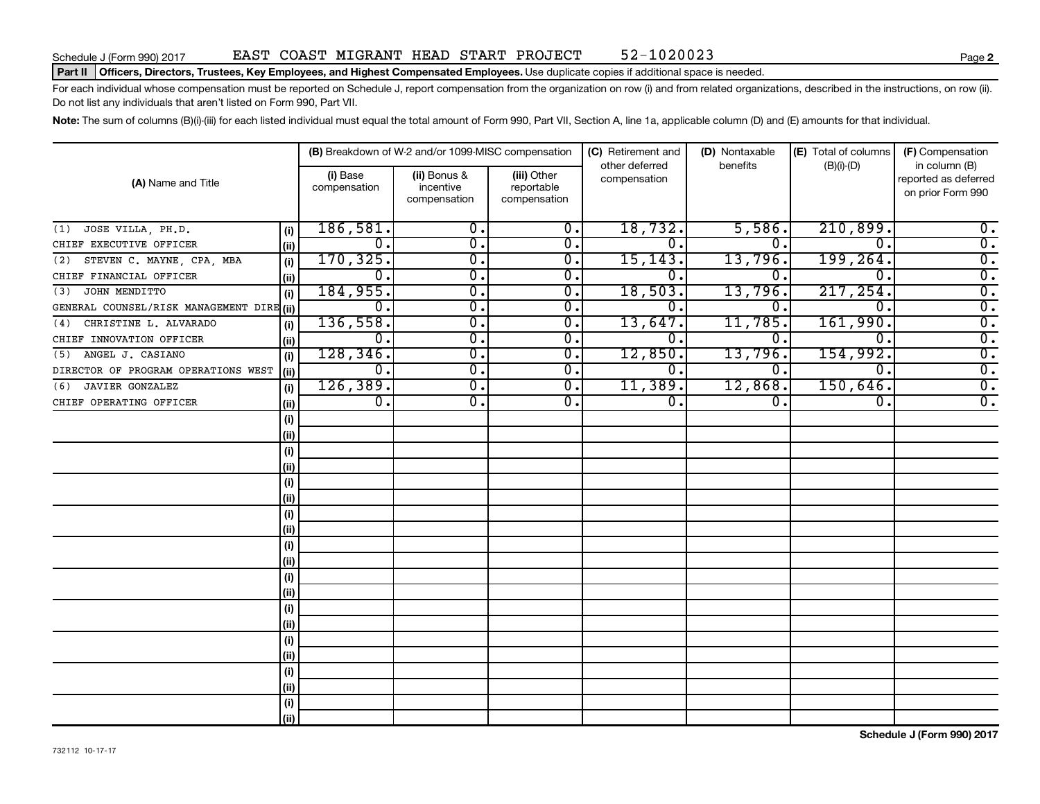Schedule J (Form 990) 2017 EAST COAST MIGRANT HEAD START PROJECT 52-1020023

**Part II** **Officers, Directors, Trustees, Key Employees, and Highest Compensated Employees.** Use duplicate copies if additional space is needed.

For each individual whose compensation must be reported on Schedule J, report compensation from the organization on row (i) and from related organizations, described in the instructions, on row (ii). Do not list any individuals that aren't listed on Form 990, Part VII.

**Note:** The sum of columns (B)(i)-(iii) for each listed individual must equal the total amount of Form 990, Part VII, Section A, line 1a, applicable column (D) and (E) amounts for that individual.

| (A) Name and Title | | (B) Breakdown of W-2 and/or 1099-MISC compensation | | | (C) Retirement and other deferred compensation | (D) Nontaxable benefits | (E) Total of columns (B)(i)-(D) | (F) Compensation in column (B) reported as deferred on prior Form 990 |
|---|---|---|---|---|---|---|---|---|
| | | (i) Base compensation | (ii) Bonus & incentive compensation | (iii) Other reportable compensation | | | | |
| (1) JOSE VILLA, PH.D. | (i) | 186,581. | 0. | 0. | 18,732. | 5,586. | 210,899. | 0. |
| CHIEF EXECUTIVE OFFICER | (ii) | 0. | 0. | 0. | 0. | 0. | 0. | 0. |
| (2) STEVEN C. MAYNE, CPA, MBA | (i) | 170,325. | 0. | 0. | 15,143. | 13,796. | 199,264. | 0. |
| CHIEF FINANCIAL OFFICER | (ii) | 0. | 0. | 0. | 0. | 0. | 0. | 0. |
| (3) JOHN MENDITTO | (i) | 184,955. | 0. | 0. | 18,503. | 13,796. | 217,254. | 0. |
| GENERAL COUNSEL/RISK MANAGEMENT DIRE | (ii) | 0. | 0. | 0. | 0. | 0. | 0. | 0. |
| (4) CHRISTINE L. ALVARADO | (i) | 136,558. | 0. | 0. | 13,647. | 11,785. | 161,990. | 0. |
| CHIEF INNOVATION OFFICER | (ii) | 0. | 0. | 0. | 0. | 0. | 0. | 0. |
| (5) ANGEL J. CASIANO | (i) | 128,346. | 0. | 0. | 12,850. | 13,796. | 154,992. | 0. |
| DIRECTOR OF PROGRAM OPERATIONS WEST | (ii) | 0. | 0. | 0. | 0. | 0. | 0. | 0. |
| (6) JAVIER GONZALEZ | (i) | 126,389. | 0. | 0. | 11,389. | 12,868. | 150,646. | 0. |
| CHIEF OPERATING OFFICER | (ii) | 0. | 0. | 0. | 0. | 0. | 0. | 0. |

Schedule J (Form 990) 2017

732112 10-17-17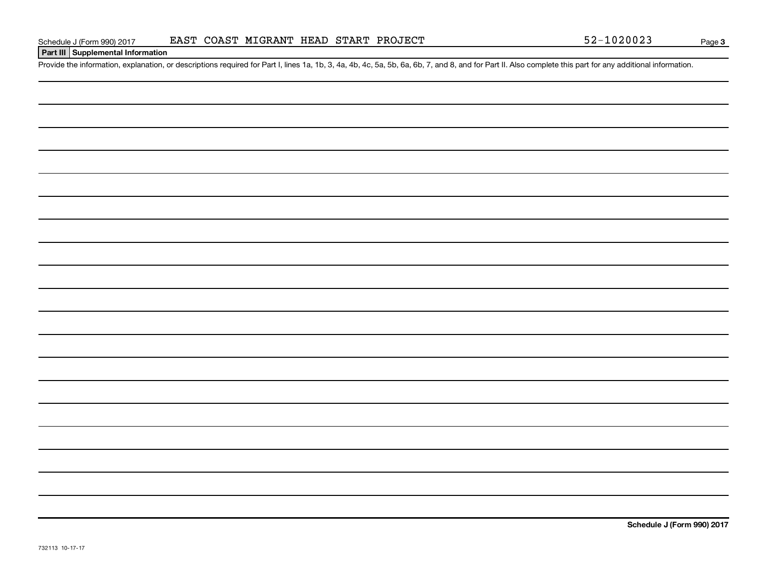**Part III Supplemental Information**

Provide the information, explanation, or descriptions required for Part I, lines 1a, 1b, 3, 4a, 4b, 4c, 5a, 5b, 6a, 6b, 7, and 8, and for Part II. Also complete this part for any additional information.

732113 10-17-17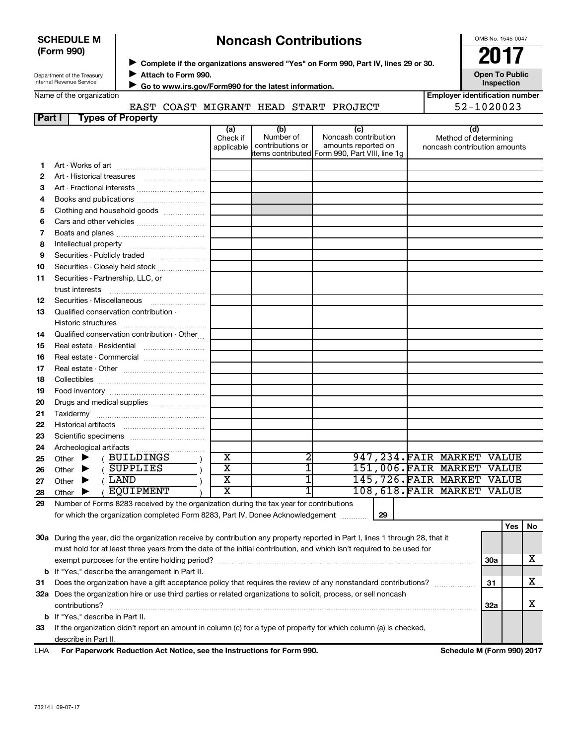**SCHEDULE M (Form 990)**

Department of the Treasury
Internal Revenue Service

# Noncash Contributions

▶ Complete if the organizations answered "Yes" on Form 990, Part IV, lines 29 or 30.
▶ Attach to Form 990.
▶ Go to www.irs.gov/Form990 for the latest information.

OMB No. 1545-0047

**2017**

**Open To Public Inspection**

Name of the organization: EAST COAST MIGRANT HEAD START PROJECT

Employer identification number: 52-1020023

## Part I Types of Property

| | | (a) Check if applicable | (b) Number of contributions or items contributed | (c) Noncash contribution amounts reported on Form 990, Part VIII, line 1g | (d) Method of determining noncash contribution amounts |
|---|---|---|---|---|---|
| 1 | Art - Works of art | | | | |
| 2 | Art - Historical treasures | | | | |
| 3 | Art - Fractional interests | | | | |
| 4 | Books and publications | | | | |
| 5 | Clothing and household goods | | | | |
| 6 | Cars and other vehicles | | | | |
| 7 | Boats and planes | | | | |
| 8 | Intellectual property | | | | |
| 9 | Securities - Publicly traded | | | | |
| 10 | Securities - Closely held stock | | | | |
| 11 | Securities - Partnership, LLC, or trust interests | | | | |
| 12 | Securities - Miscellaneous | | | | |
| 13 | Qualified conservation contribution - Historic structures | | | | |
| 14 | Qualified conservation contribution - Other | | | | |
| 15 | Real estate - Residential | | | | |
| 16 | Real estate - Commercial | | | | |
| 17 | Real estate - Other | | | | |
| 18 | Collectibles | | | | |
| 19 | Food inventory | | | | |
| 20 | Drugs and medical supplies | | | | |
| 21 | Taxidermy | | | | |
| 22 | Historical artifacts | | | | |
| 23 | Scientific specimens | | | | |
| 24 | Archeological artifacts | | | | |
| 25 | Other ▶ ( BUILDINGS ) | X | 2 | 947,234. | FAIR MARKET VALUE |
| 26 | Other ▶ ( SUPPLIES ) | X | 1 | 151,006. | FAIR MARKET VALUE |
| 27 | Other ▶ ( LAND ) | X | 1 | 145,726. | FAIR MARKET VALUE |
| 28 | Other ▶ ( EQUIPMENT ) | X | 1 | 108,618. | FAIR MARKET VALUE |

**29** Number of Forms 8283 received by the organization during the tax year for contributions for which the organization completed Form 8283, Part IV, Donee Acknowledgement ..... **29**

| | | | Yes | No |
|---|---|---|---|---|
| **30a** | During the year, did the organization receive by contribution any property reported in Part I, lines 1 through 28, that it must hold for at least three years from the date of the initial contribution, and which isn't required to be used for exempt purposes for the entire holding period? | 30a | | X |
| **b** | If "Yes," describe the arrangement in Part II. | | | |
| **31** | Does the organization have a gift acceptance policy that requires the review of any nonstandard contributions? | 31 | | X |
| **32a** | Does the organization hire or use third parties or related organizations to solicit, process, or sell noncash contributions? | 32a | | X |
| **b** | If "Yes," describe in Part II. | | | |
| **33** | If the organization didn't report an amount in column (c) for a type of property for which column (a) is checked, describe in Part II. | | | |

LHA **For Paperwork Reduction Act Notice, see the Instructions for Form 990.** **Schedule M (Form 990) 2017**

732141 09-07-17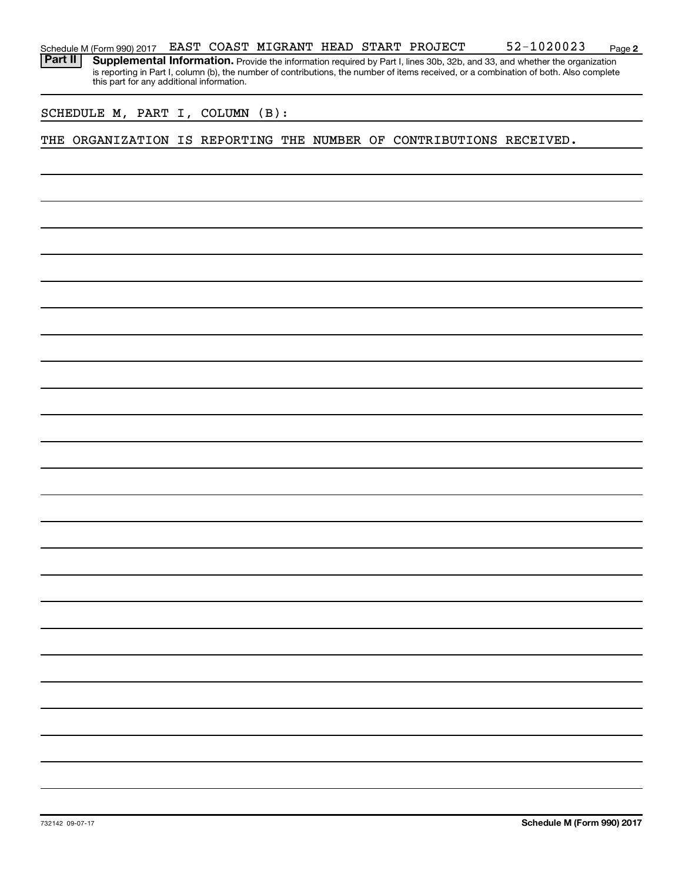Schedule M (Form 990) 2017 EAST COAST MIGRANT HEAD START PROJECT 52-1020023 Page 2

**Part II** **Supplemental Information.** Provide the information required by Part I, lines 30b, 32b, and 33, and whether the organization is reporting in Part I, column (b), the number of contributions, the number of items received, or a combination of both. Also complete this part for any additional information.

SCHEDULE M, PART I, COLUMN (B):

THE ORGANIZATION IS REPORTING THE NUMBER OF CONTRIBUTIONS RECEIVED.

732142 09-07-17 **Schedule M (Form 990) 2017**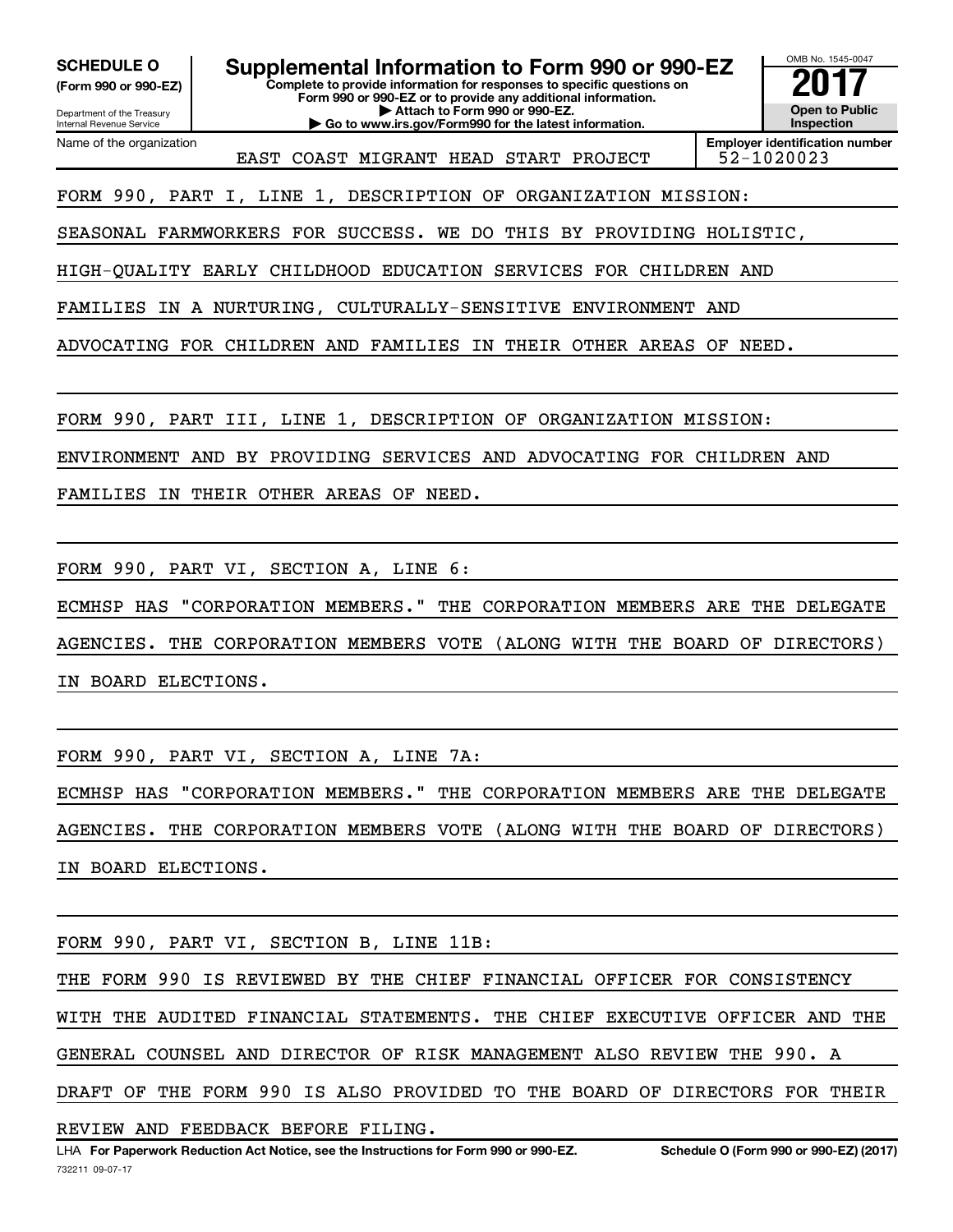**SCHEDULE O**
**(Form 990 or 990-EZ)**

Department of the Treasury
Internal Revenue Service

# Supplemental Information to Form 990 or 990-EZ

**Complete to provide information for responses to specific questions on Form 990 or 990-EZ or to provide any additional information.**
**▶ Attach to Form 990 or 990-EZ.**
**▶ Go to www.irs.gov/Form990 for the latest information.**

OMB No. 1545-0047

**2017**

**Open to Public Inspection**

Name of the organization: EAST COAST MIGRANT HEAD START PROJECT

**Employer identification number** 52-1020023

FORM 990, PART I, LINE 1, DESCRIPTION OF ORGANIZATION MISSION:

SEASONAL FARMWORKERS FOR SUCCESS. WE DO THIS BY PROVIDING HOLISTIC, HIGH-QUALITY EARLY CHILDHOOD EDUCATION SERVICES FOR CHILDREN AND FAMILIES IN A NURTURING, CULTURALLY-SENSITIVE ENVIRONMENT AND ADVOCATING FOR CHILDREN AND FAMILIES IN THEIR OTHER AREAS OF NEED.

FORM 990, PART III, LINE 1, DESCRIPTION OF ORGANIZATION MISSION:

ENVIRONMENT AND BY PROVIDING SERVICES AND ADVOCATING FOR CHILDREN AND FAMILIES IN THEIR OTHER AREAS OF NEED.

FORM 990, PART VI, SECTION A, LINE 6:

ECMHSP HAS "CORPORATION MEMBERS." THE CORPORATION MEMBERS ARE THE DELEGATE AGENCIES. THE CORPORATION MEMBERS VOTE (ALONG WITH THE BOARD OF DIRECTORS) IN BOARD ELECTIONS.

FORM 990, PART VI, SECTION A, LINE 7A:

ECMHSP HAS "CORPORATION MEMBERS." THE CORPORATION MEMBERS ARE THE DELEGATE AGENCIES. THE CORPORATION MEMBERS VOTE (ALONG WITH THE BOARD OF DIRECTORS) IN BOARD ELECTIONS.

FORM 990, PART VI, SECTION B, LINE 11B:

THE FORM 990 IS REVIEWED BY THE CHIEF FINANCIAL OFFICER FOR CONSISTENCY WITH THE AUDITED FINANCIAL STATEMENTS. THE CHIEF EXECUTIVE OFFICER AND THE GENERAL COUNSEL AND DIRECTOR OF RISK MANAGEMENT ALSO REVIEW THE 990. A DRAFT OF THE FORM 990 IS ALSO PROVIDED TO THE BOARD OF DIRECTORS FOR THEIR REVIEW AND FEEDBACK BEFORE FILING.

LHA **For Paperwork Reduction Act Notice, see the Instructions for Form 990 or 990-EZ.** **Schedule O (Form 990 or 990-EZ) (2017)**

732211 09-07-17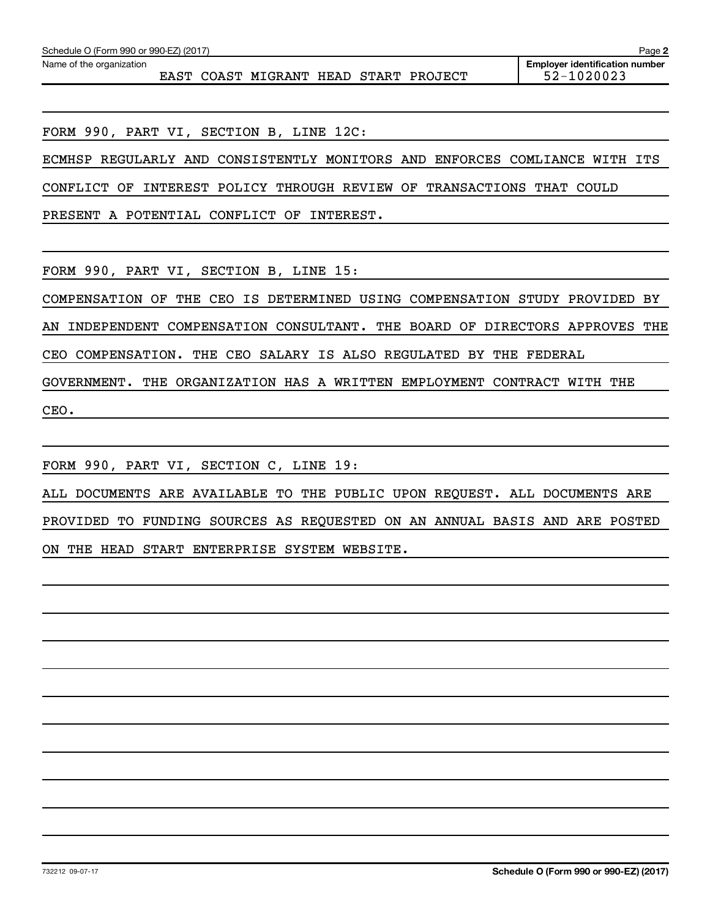Name of the organization: EAST COAST MIGRANT HEAD START PROJECT

Employer identification number: 52-1020023

FORM 990, PART VI, SECTION B, LINE 12C:

ECMHSP REGULARLY AND CONSISTENTLY MONITORS AND ENFORCES COMLIANCE WITH ITS CONFLICT OF INTEREST POLICY THROUGH REVIEW OF TRANSACTIONS THAT COULD PRESENT A POTENTIAL CONFLICT OF INTEREST.

FORM 990, PART VI, SECTION B, LINE 15:

COMPENSATION OF THE CEO IS DETERMINED USING COMPENSATION STUDY PROVIDED BY AN INDEPENDENT COMPENSATION CONSULTANT. THE BOARD OF DIRECTORS APPROVES THE CEO COMPENSATION. THE CEO SALARY IS ALSO REGULATED BY THE FEDERAL GOVERNMENT. THE ORGANIZATION HAS A WRITTEN EMPLOYMENT CONTRACT WITH THE CEO.

FORM 990, PART VI, SECTION C, LINE 19:

ALL DOCUMENTS ARE AVAILABLE TO THE PUBLIC UPON REQUEST. ALL DOCUMENTS ARE PROVIDED TO FUNDING SOURCES AS REQUESTED ON AN ANNUAL BASIS AND ARE POSTED ON THE HEAD START ENTERPRISE SYSTEM WEBSITE.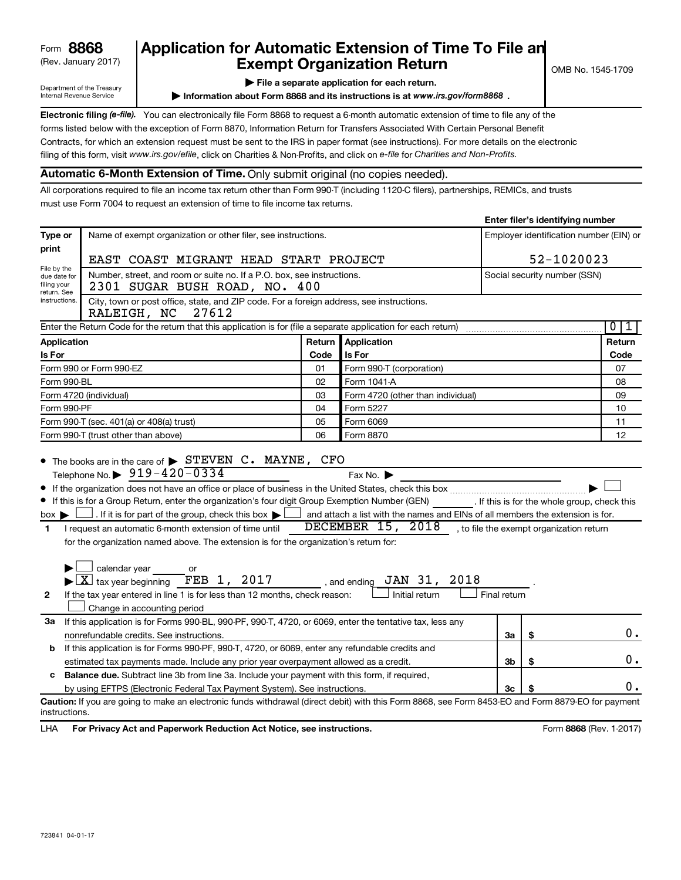Form **8868**
(Rev. January 2017)

Department of the Treasury
Internal Revenue Service

# Application for Automatic Extension of Time To File an Exempt Organization Return

OMB No. 1545-1709

▶ **File a separate application for each return.**

▶ **Information about Form 8868 and its instructions is at *www.irs.gov/form8868*.**

**Electronic filing *(e-file)*.** You can electronically file Form 8868 to request a 6-month automatic extension of time to file any of the forms listed below with the exception of Form 8870, Information Return for Transfers Associated With Certain Personal Benefit Contracts, for which an extension request must be sent to the IRS in paper format (see instructions). For more details on the electronic filing of this form, visit *www.irs.gov/efile*, click on Charities & Non-Profits, and click on *e-file* for *Charities and Non-Profits.*

**Automatic 6-Month Extension of Time.** Only submit original (no copies needed).

All corporations required to file an income tax return other than Form 990-T (including 1120-C filers), partnerships, REMICs, and trusts must use Form 7004 to request an extension of time to file income tax returns.

**Enter filer's identifying number**

| | | |
|---|---|---|
| **Type or print** | Name of exempt organization or other filer, see instructions.<br>EAST COAST MIGRANT HEAD START PROJECT | Employer identification number (EIN) or<br>52-1020023 |
| File by the due date for filing your return. See instructions. | Number, street, and room or suite no. If a P.O. box, see instructions.<br>2301 SUGAR BUSH ROAD, NO. 400 | Social security number (SSN) |
| | City, town or post office, state, and ZIP code. For a foreign address, see instructions.<br>RALEIGH, NC 27612 | |

Enter the Return Code for the return that this application is for (file a separate application for each return) .......... 0 1

| **Application Is For** | **Return Code** | **Application Is For** | **Return Code** |
|---|---|---|---|
| Form 990 or Form 990-EZ | 01 | Form 990-T (corporation) | 07 |
| Form 990-BL | 02 | Form 1041-A | 08 |
| Form 4720 (individual) | 03 | Form 4720 (other than individual) | 09 |
| Form 990-PF | 04 | Form 5227 | 10 |
| Form 990-T (sec. 401(a) or 408(a) trust) | 05 | Form 6069 | 11 |
| Form 990-T (trust other than above) | 06 | Form 8870 | 12 |

- The books are in the care of ▶ STEVEN C. MAYNE, CFO
  Telephone No. ▶ 919-420-0334 Fax No. ▶
- If the organization does not have an office or place of business in the United States, check this box .......... ▶ ☐
- If this is for a Group Return, enter the organization's four digit Group Exemption Number (GEN) ______. If this is for the whole group, check this box ▶ ☐. If it is for part of the group, check this box ▶ ☐ and attach a list with the names and EINs of all members the extension is for.

**1** I request an automatic 6-month extension of time until DECEMBER 15, 2018, to file the exempt organization return for the organization named above. The extension is for the organization's return for:

▶ ☐ calendar year ______ or
▶ ☒ tax year beginning FEB 1, 2017, and ending JAN 31, 2018.

**2** If the tax year entered in line 1 is for less than 12 months, check reason: ☐ Initial return ☐ Final return
☐ Change in accounting period

| | | | |
|---|---|---|---|
| **3a** If this application is for Forms 990-BL, 990-PF, 990-T, 4720, or 6069, enter the tentative tax, less any nonrefundable credits. See instructions. | 3a | $ | 0. |
| **b** If this application is for Forms 990-PF, 990-T, 4720, or 6069, enter any refundable credits and estimated tax payments made. Include any prior year overpayment allowed as a credit. | 3b | $ | 0. |
| **c** **Balance due.** Subtract line 3b from line 3a. Include your payment with this form, if required, by using EFTPS (Electronic Federal Tax Payment System). See instructions. | 3c | $ | 0. |

**Caution:** If you are going to make an electronic funds withdrawal (direct debit) with this Form 8868, see Form 8453-EO and Form 8879-EO for payment instructions.

LHA **For Privacy Act and Paperwork Reduction Act Notice, see instructions.** Form **8868** (Rev. 1-2017)

723841 04-01-17